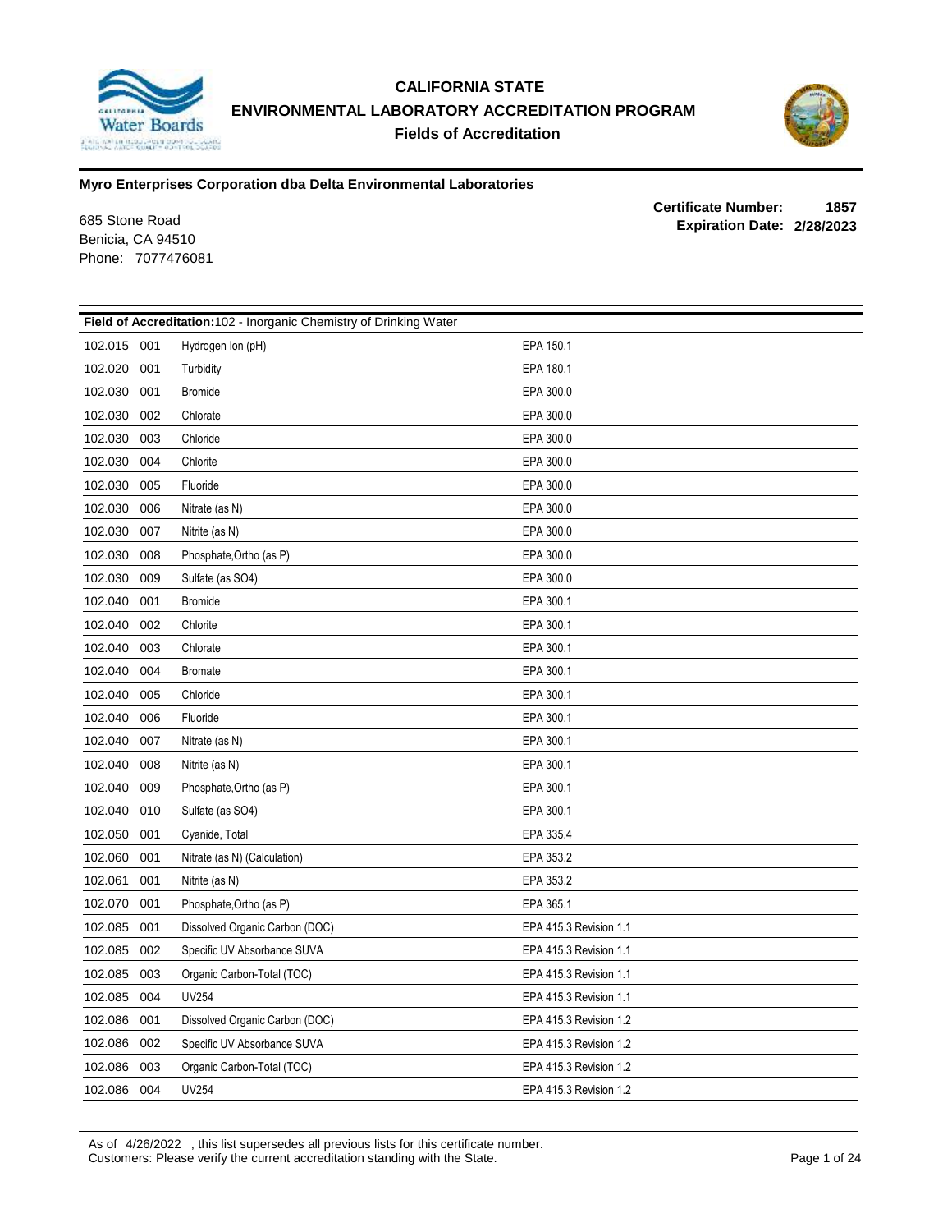# CALIFORNIA STATE
## ENVIRONMENTAL LABORATORY ACCREDITATION PROGRAM
### Fields of Accreditation

**Myro Enterprises Corporation dba Delta Environmental Laboratories**

685 Stone Road
Benicia, CA 94510
Phone: 7077476081

**Certificate Number: 1857**
**Expiration Date: 2/28/2023**

| Field of Accreditation:102 - Inorganic Chemistry of Drinking Water | | | |
|---|---|---|---|
| 102.015 | 001 | Hydrogen Ion (pH) | EPA 150.1 |
| 102.020 | 001 | Turbidity | EPA 180.1 |
| 102.030 | 001 | Bromide | EPA 300.0 |
| 102.030 | 002 | Chlorate | EPA 300.0 |
| 102.030 | 003 | Chloride | EPA 300.0 |
| 102.030 | 004 | Chlorite | EPA 300.0 |
| 102.030 | 005 | Fluoride | EPA 300.0 |
| 102.030 | 006 | Nitrate (as N) | EPA 300.0 |
| 102.030 | 007 | Nitrite (as N) | EPA 300.0 |
| 102.030 | 008 | Phosphate,Ortho (as P) | EPA 300.0 |
| 102.030 | 009 | Sulfate (as SO4) | EPA 300.0 |
| 102.040 | 001 | Bromide | EPA 300.1 |
| 102.040 | 002 | Chlorite | EPA 300.1 |
| 102.040 | 003 | Chlorate | EPA 300.1 |
| 102.040 | 004 | Bromate | EPA 300.1 |
| 102.040 | 005 | Chloride | EPA 300.1 |
| 102.040 | 006 | Fluoride | EPA 300.1 |
| 102.040 | 007 | Nitrate (as N) | EPA 300.1 |
| 102.040 | 008 | Nitrite (as N) | EPA 300.1 |
| 102.040 | 009 | Phosphate,Ortho (as P) | EPA 300.1 |
| 102.040 | 010 | Sulfate (as SO4) | EPA 300.1 |
| 102.050 | 001 | Cyanide, Total | EPA 335.4 |
| 102.060 | 001 | Nitrate (as N) (Calculation) | EPA 353.2 |
| 102.061 | 001 | Nitrite (as N) | EPA 353.2 |
| 102.070 | 001 | Phosphate,Ortho (as P) | EPA 365.1 |
| 102.085 | 001 | Dissolved Organic Carbon (DOC) | EPA 415.3 Revision 1.1 |
| 102.085 | 002 | Specific UV Absorbance SUVA | EPA 415.3 Revision 1.1 |
| 102.085 | 003 | Organic Carbon-Total (TOC) | EPA 415.3 Revision 1.1 |
| 102.085 | 004 | UV254 | EPA 415.3 Revision 1.1 |
| 102.086 | 001 | Dissolved Organic Carbon (DOC) | EPA 415.3 Revision 1.2 |
| 102.086 | 002 | Specific UV Absorbance SUVA | EPA 415.3 Revision 1.2 |
| 102.086 | 003 | Organic Carbon-Total (TOC) | EPA 415.3 Revision 1.2 |
| 102.086 | 004 | UV254 | EPA 415.3 Revision 1.2 |

As of 4/26/2022 , this list supersedes all previous lists for this certificate number.
Customers: Please verify the current accreditation standing with the State.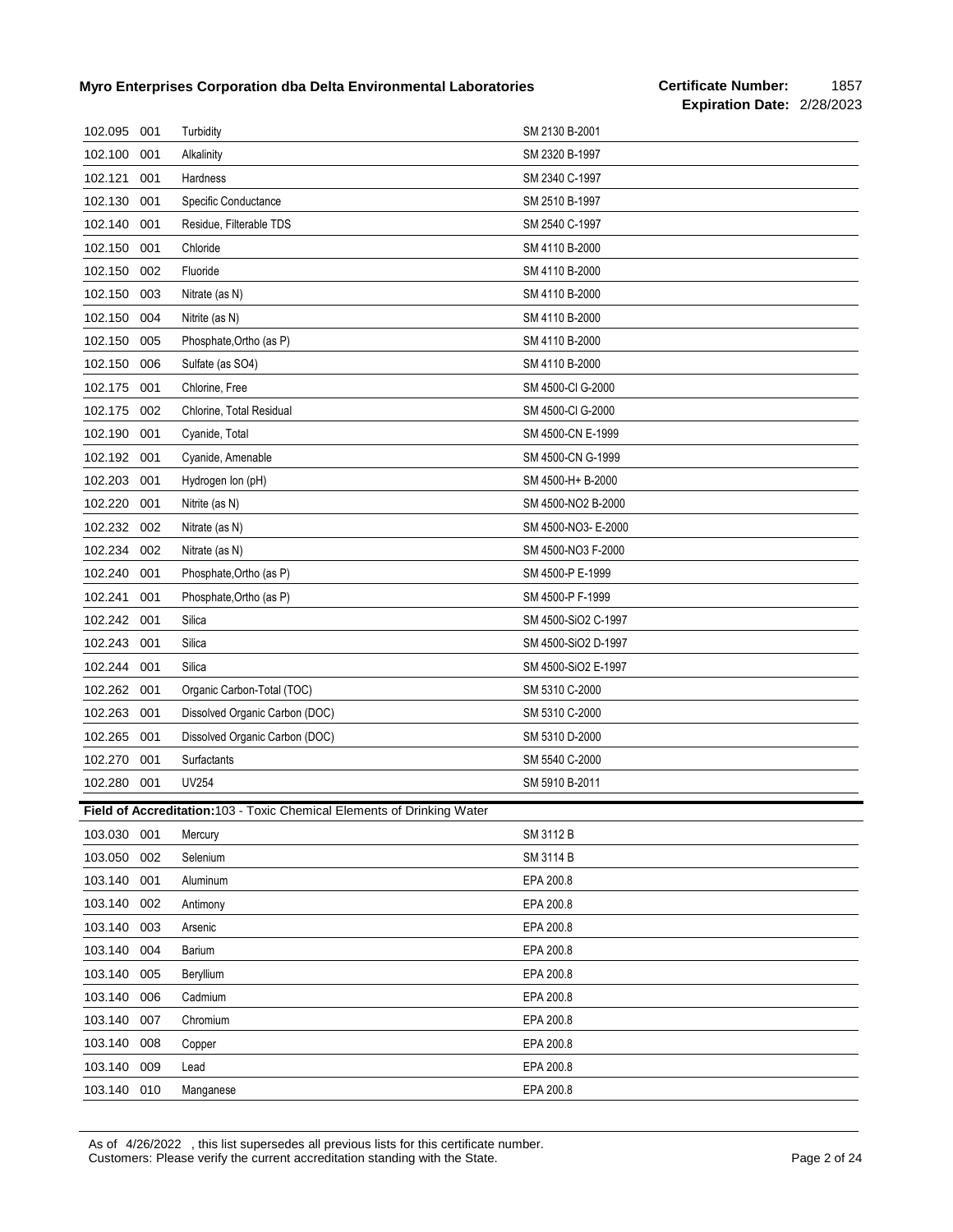| | | | |
|---|---|---|---|
| 102.095 | 001 | Turbidity | SM 2130 B-2001 |
| 102.100 | 001 | Alkalinity | SM 2320 B-1997 |
| 102.121 | 001 | Hardness | SM 2340 C-1997 |
| 102.130 | 001 | Specific Conductance | SM 2510 B-1997 |
| 102.140 | 001 | Residue, Filterable TDS | SM 2540 C-1997 |
| 102.150 | 001 | Chloride | SM 4110 B-2000 |
| 102.150 | 002 | Fluoride | SM 4110 B-2000 |
| 102.150 | 003 | Nitrate (as N) | SM 4110 B-2000 |
| 102.150 | 004 | Nitrite (as N) | SM 4110 B-2000 |
| 102.150 | 005 | Phosphate,Ortho (as P) | SM 4110 B-2000 |
| 102.150 | 006 | Sulfate (as SO4) | SM 4110 B-2000 |
| 102.175 | 001 | Chlorine, Free | SM 4500-Cl G-2000 |
| 102.175 | 002 | Chlorine, Total Residual | SM 4500-Cl G-2000 |
| 102.190 | 001 | Cyanide, Total | SM 4500-CN E-1999 |
| 102.192 | 001 | Cyanide, Amenable | SM 4500-CN G-1999 |
| 102.203 | 001 | Hydrogen Ion (pH) | SM 4500-H+ B-2000 |
| 102.220 | 001 | Nitrite (as N) | SM 4500-NO2 B-2000 |
| 102.232 | 002 | Nitrate (as N) | SM 4500-NO3- E-2000 |
| 102.234 | 002 | Nitrate (as N) | SM 4500-NO3 F-2000 |
| 102.240 | 001 | Phosphate,Ortho (as P) | SM 4500-P E-1999 |
| 102.241 | 001 | Phosphate,Ortho (as P) | SM 4500-P F-1999 |
| 102.242 | 001 | Silica | SM 4500-SiO2 C-1997 |
| 102.243 | 001 | Silica | SM 4500-SiO2 D-1997 |
| 102.244 | 001 | Silica | SM 4500-SiO2 E-1997 |
| 102.262 | 001 | Organic Carbon-Total (TOC) | SM 5310 C-2000 |
| 102.263 | 001 | Dissolved Organic Carbon (DOC) | SM 5310 C-2000 |
| 102.265 | 001 | Dissolved Organic Carbon (DOC) | SM 5310 D-2000 |
| 102.270 | 001 | Surfactants | SM 5540 C-2000 |
| 102.280 | 001 | UV254 | SM 5910 B-2011 |

**Field of Accreditation:** 103 - Toxic Chemical Elements of Drinking Water

| | | | |
|---|---|---|---|
| 103.030 | 001 | Mercury | SM 3112 B |
| 103.050 | 002 | Selenium | SM 3114 B |
| 103.140 | 001 | Aluminum | EPA 200.8 |
| 103.140 | 002 | Antimony | EPA 200.8 |
| 103.140 | 003 | Arsenic | EPA 200.8 |
| 103.140 | 004 | Barium | EPA 200.8 |
| 103.140 | 005 | Beryllium | EPA 200.8 |
| 103.140 | 006 | Cadmium | EPA 200.8 |
| 103.140 | 007 | Chromium | EPA 200.8 |
| 103.140 | 008 | Copper | EPA 200.8 |
| 103.140 | 009 | Lead | EPA 200.8 |
| 103.140 | 010 | Manganese | EPA 200.8 |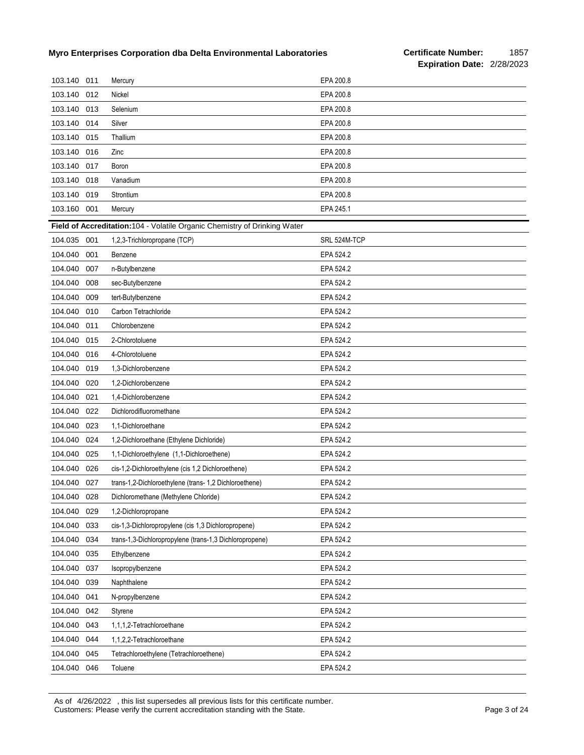| | | | |
|---|---|---|---|
| 103.140 | 011 | Mercury | EPA 200.8 |
| 103.140 | 012 | Nickel | EPA 200.8 |
| 103.140 | 013 | Selenium | EPA 200.8 |
| 103.140 | 014 | Silver | EPA 200.8 |
| 103.140 | 015 | Thallium | EPA 200.8 |
| 103.140 | 016 | Zinc | EPA 200.8 |
| 103.140 | 017 | Boron | EPA 200.8 |
| 103.140 | 018 | Vanadium | EPA 200.8 |
| 103.140 | 019 | Strontium | EPA 200.8 |
| 103.160 | 001 | Mercury | EPA 245.1 |

**Field of Accreditation:** 104 - Volatile Organic Chemistry of Drinking Water

| | | | |
|---|---|---|---|
| 104.035 | 001 | 1,2,3-Trichloropropane (TCP) | SRL 524M-TCP |
| 104.040 | 001 | Benzene | EPA 524.2 |
| 104.040 | 007 | n-Butylbenzene | EPA 524.2 |
| 104.040 | 008 | sec-Butylbenzene | EPA 524.2 |
| 104.040 | 009 | tert-Butylbenzene | EPA 524.2 |
| 104.040 | 010 | Carbon Tetrachloride | EPA 524.2 |
| 104.040 | 011 | Chlorobenzene | EPA 524.2 |
| 104.040 | 015 | 2-Chlorotoluene | EPA 524.2 |
| 104.040 | 016 | 4-Chlorotoluene | EPA 524.2 |
| 104.040 | 019 | 1,3-Dichlorobenzene | EPA 524.2 |
| 104.040 | 020 | 1,2-Dichlorobenzene | EPA 524.2 |
| 104.040 | 021 | 1,4-Dichlorobenzene | EPA 524.2 |
| 104.040 | 022 | Dichlorodifluoromethane | EPA 524.2 |
| 104.040 | 023 | 1,1-Dichloroethane | EPA 524.2 |
| 104.040 | 024 | 1,2-Dichloroethane (Ethylene Dichloride) | EPA 524.2 |
| 104.040 | 025 | 1,1-Dichloroethylene (1,1-Dichloroethene) | EPA 524.2 |
| 104.040 | 026 | cis-1,2-Dichloroethylene (cis 1,2 Dichloroethene) | EPA 524.2 |
| 104.040 | 027 | trans-1,2-Dichloroethylene (trans- 1,2 Dichloroethene) | EPA 524.2 |
| 104.040 | 028 | Dichloromethane (Methylene Chloride) | EPA 524.2 |
| 104.040 | 029 | 1,2-Dichloropropane | EPA 524.2 |
| 104.040 | 033 | cis-1,3-Dichloropropylene (cis 1,3 Dichloropropene) | EPA 524.2 |
| 104.040 | 034 | trans-1,3-Dichloropropylene (trans-1,3 Dichloropropene) | EPA 524.2 |
| 104.040 | 035 | Ethylbenzene | EPA 524.2 |
| 104.040 | 037 | Isopropylbenzene | EPA 524.2 |
| 104.040 | 039 | Naphthalene | EPA 524.2 |
| 104.040 | 041 | N-propylbenzene | EPA 524.2 |
| 104.040 | 042 | Styrene | EPA 524.2 |
| 104.040 | 043 | 1,1,1,2-Tetrachloroethane | EPA 524.2 |
| 104.040 | 044 | 1,1,2,2-Tetrachloroethane | EPA 524.2 |
| 104.040 | 045 | Tetrachloroethylene (Tetrachloroethene) | EPA 524.2 |
| 104.040 | 046 | Toluene | EPA 524.2 |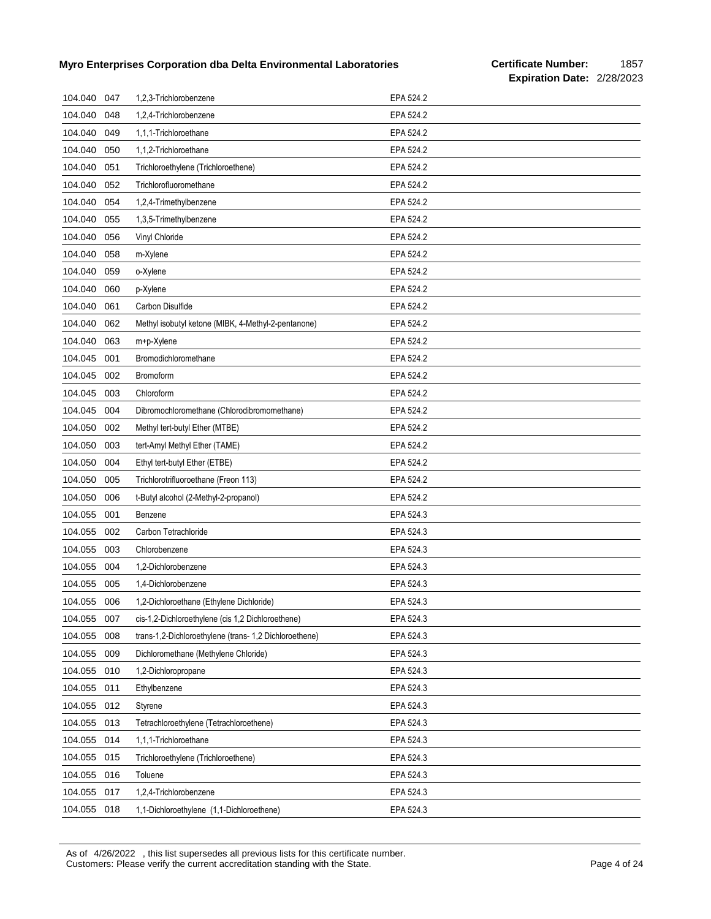| | | | |
|---|---|---|---|
| 104.040 | 047 | 1,2,3-Trichlorobenzene | EPA 524.2 |
| 104.040 | 048 | 1,2,4-Trichlorobenzene | EPA 524.2 |
| 104.040 | 049 | 1,1,1-Trichloroethane | EPA 524.2 |
| 104.040 | 050 | 1,1,2-Trichloroethane | EPA 524.2 |
| 104.040 | 051 | Trichloroethylene (Trichloroethene) | EPA 524.2 |
| 104.040 | 052 | Trichlorofluoromethane | EPA 524.2 |
| 104.040 | 054 | 1,2,4-Trimethylbenzene | EPA 524.2 |
| 104.040 | 055 | 1,3,5-Trimethylbenzene | EPA 524.2 |
| 104.040 | 056 | Vinyl Chloride | EPA 524.2 |
| 104.040 | 058 | m-Xylene | EPA 524.2 |
| 104.040 | 059 | o-Xylene | EPA 524.2 |
| 104.040 | 060 | p-Xylene | EPA 524.2 |
| 104.040 | 061 | Carbon Disulfide | EPA 524.2 |
| 104.040 | 062 | Methyl isobutyl ketone (MIBK, 4-Methyl-2-pentanone) | EPA 524.2 |
| 104.040 | 063 | m+p-Xylene | EPA 524.2 |
| 104.045 | 001 | Bromodichloromethane | EPA 524.2 |
| 104.045 | 002 | Bromoform | EPA 524.2 |
| 104.045 | 003 | Chloroform | EPA 524.2 |
| 104.045 | 004 | Dibromochloromethane (Chlorodibromomethane) | EPA 524.2 |
| 104.050 | 002 | Methyl tert-butyl Ether (MTBE) | EPA 524.2 |
| 104.050 | 003 | tert-Amyl Methyl Ether (TAME) | EPA 524.2 |
| 104.050 | 004 | Ethyl tert-butyl Ether (ETBE) | EPA 524.2 |
| 104.050 | 005 | Trichlorotrifluoroethane (Freon 113) | EPA 524.2 |
| 104.050 | 006 | t-Butyl alcohol (2-Methyl-2-propanol) | EPA 524.2 |
| 104.055 | 001 | Benzene | EPA 524.3 |
| 104.055 | 002 | Carbon Tetrachloride | EPA 524.3 |
| 104.055 | 003 | Chlorobenzene | EPA 524.3 |
| 104.055 | 004 | 1,2-Dichlorobenzene | EPA 524.3 |
| 104.055 | 005 | 1,4-Dichlorobenzene | EPA 524.3 |
| 104.055 | 006 | 1,2-Dichloroethane (Ethylene Dichloride) | EPA 524.3 |
| 104.055 | 007 | cis-1,2-Dichloroethylene (cis 1,2 Dichloroethene) | EPA 524.3 |
| 104.055 | 008 | trans-1,2-Dichloroethylene (trans- 1,2 Dichloroethene) | EPA 524.3 |
| 104.055 | 009 | Dichloromethane (Methylene Chloride) | EPA 524.3 |
| 104.055 | 010 | 1,2-Dichloropropane | EPA 524.3 |
| 104.055 | 011 | Ethylbenzene | EPA 524.3 |
| 104.055 | 012 | Styrene | EPA 524.3 |
| 104.055 | 013 | Tetrachloroethylene (Tetrachloroethene) | EPA 524.3 |
| 104.055 | 014 | 1,1,1-Trichloroethane | EPA 524.3 |
| 104.055 | 015 | Trichloroethylene (Trichloroethene) | EPA 524.3 |
| 104.055 | 016 | Toluene | EPA 524.3 |
| 104.055 | 017 | 1,2,4-Trichlorobenzene | EPA 524.3 |
| 104.055 | 018 | 1,1-Dichloroethylene (1,1-Dichloroethene) | EPA 524.3 |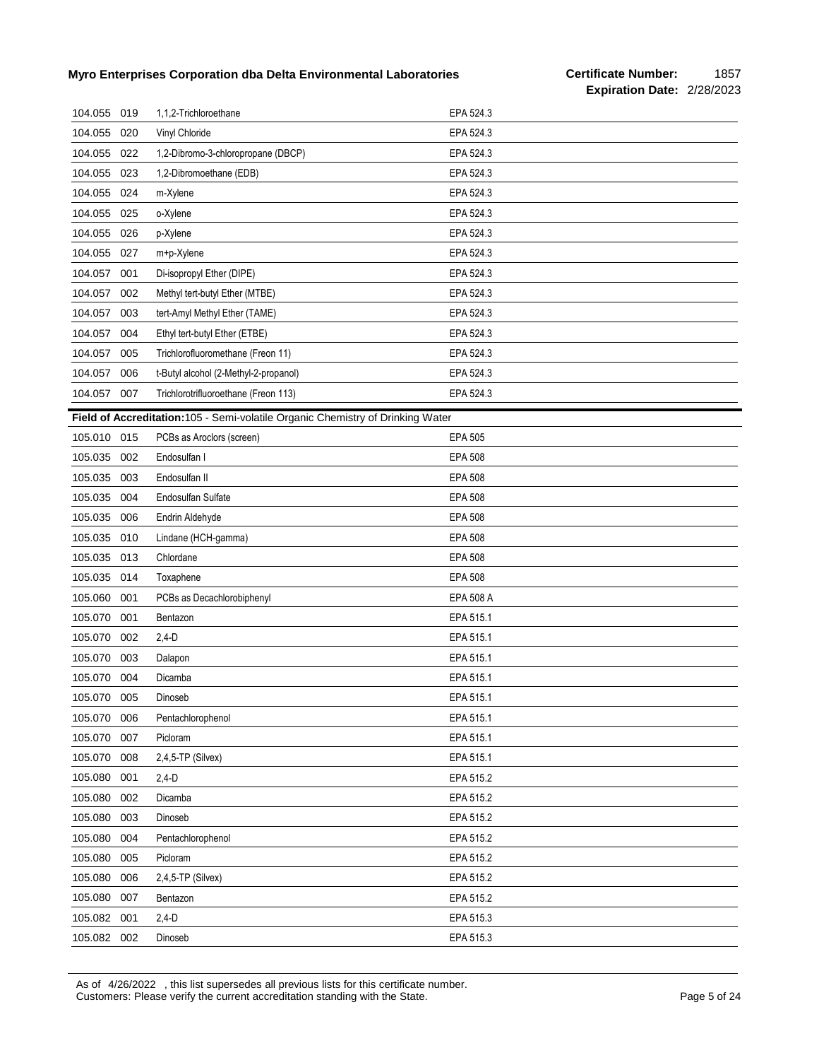| | | | |
|---|---|---|---|
| 104.055 | 019 | 1,1,2-Trichloroethane | EPA 524.3 |
| 104.055 | 020 | Vinyl Chloride | EPA 524.3 |
| 104.055 | 022 | 1,2-Dibromo-3-chloropropane (DBCP) | EPA 524.3 |
| 104.055 | 023 | 1,2-Dibromoethane (EDB) | EPA 524.3 |
| 104.055 | 024 | m-Xylene | EPA 524.3 |
| 104.055 | 025 | o-Xylene | EPA 524.3 |
| 104.055 | 026 | p-Xylene | EPA 524.3 |
| 104.055 | 027 | m+p-Xylene | EPA 524.3 |
| 104.057 | 001 | Di-isopropyl Ether (DIPE) | EPA 524.3 |
| 104.057 | 002 | Methyl tert-butyl Ether (MTBE) | EPA 524.3 |
| 104.057 | 003 | tert-Amyl Methyl Ether (TAME) | EPA 524.3 |
| 104.057 | 004 | Ethyl tert-butyl Ether (ETBE) | EPA 524.3 |
| 104.057 | 005 | Trichlorofluoromethane (Freon 11) | EPA 524.3 |
| 104.057 | 006 | t-Butyl alcohol (2-Methyl-2-propanol) | EPA 524.3 |
| 104.057 | 007 | Trichlorotrifluoroethane (Freon 113) | EPA 524.3 |

**Field of Accreditation:** 105 - Semi-volatile Organic Chemistry of Drinking Water

| | | | |
|---|---|---|---|
| 105.010 | 015 | PCBs as Aroclors (screen) | EPA 505 |
| 105.035 | 002 | Endosulfan I | EPA 508 |
| 105.035 | 003 | Endosulfan II | EPA 508 |
| 105.035 | 004 | Endosulfan Sulfate | EPA 508 |
| 105.035 | 006 | Endrin Aldehyde | EPA 508 |
| 105.035 | 010 | Lindane (HCH-gamma) | EPA 508 |
| 105.035 | 013 | Chlordane | EPA 508 |
| 105.035 | 014 | Toxaphene | EPA 508 |
| 105.060 | 001 | PCBs as Decachlorobiphenyl | EPA 508 A |
| 105.070 | 001 | Bentazon | EPA 515.1 |
| 105.070 | 002 | 2,4-D | EPA 515.1 |
| 105.070 | 003 | Dalapon | EPA 515.1 |
| 105.070 | 004 | Dicamba | EPA 515.1 |
| 105.070 | 005 | Dinoseb | EPA 515.1 |
| 105.070 | 006 | Pentachlorophenol | EPA 515.1 |
| 105.070 | 007 | Picloram | EPA 515.1 |
| 105.070 | 008 | 2,4,5-TP (Silvex) | EPA 515.1 |
| 105.080 | 001 | 2,4-D | EPA 515.2 |
| 105.080 | 002 | Dicamba | EPA 515.2 |
| 105.080 | 003 | Dinoseb | EPA 515.2 |
| 105.080 | 004 | Pentachlorophenol | EPA 515.2 |
| 105.080 | 005 | Picloram | EPA 515.2 |
| 105.080 | 006 | 2,4,5-TP (Silvex) | EPA 515.2 |
| 105.080 | 007 | Bentazon | EPA 515.2 |
| 105.082 | 001 | 2,4-D | EPA 515.3 |
| 105.082 | 002 | Dinoseb | EPA 515.3 |

As of 4/26/2022 , this list supersedes all previous lists for this certificate number.
Customers: Please verify the current accreditation standing with the State.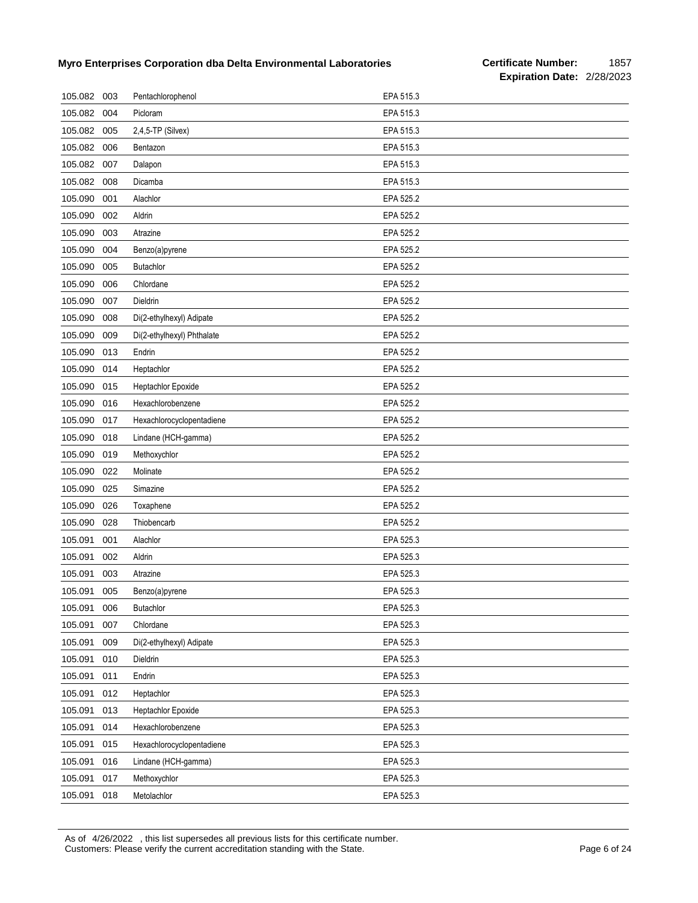| | | | |
|---|---|---|---|
| 105.082 | 003 | Pentachlorophenol | EPA 515.3 |
| 105.082 | 004 | Picloram | EPA 515.3 |
| 105.082 | 005 | 2,4,5-TP (Silvex) | EPA 515.3 |
| 105.082 | 006 | Bentazon | EPA 515.3 |
| 105.082 | 007 | Dalapon | EPA 515.3 |
| 105.082 | 008 | Dicamba | EPA 515.3 |
| 105.090 | 001 | Alachlor | EPA 525.2 |
| 105.090 | 002 | Aldrin | EPA 525.2 |
| 105.090 | 003 | Atrazine | EPA 525.2 |
| 105.090 | 004 | Benzo(a)pyrene | EPA 525.2 |
| 105.090 | 005 | Butachlor | EPA 525.2 |
| 105.090 | 006 | Chlordane | EPA 525.2 |
| 105.090 | 007 | Dieldrin | EPA 525.2 |
| 105.090 | 008 | Di(2-ethylhexyl) Adipate | EPA 525.2 |
| 105.090 | 009 | Di(2-ethylhexyl) Phthalate | EPA 525.2 |
| 105.090 | 013 | Endrin | EPA 525.2 |
| 105.090 | 014 | Heptachlor | EPA 525.2 |
| 105.090 | 015 | Heptachlor Epoxide | EPA 525.2 |
| 105.090 | 016 | Hexachlorobenzene | EPA 525.2 |
| 105.090 | 017 | Hexachlorocyclopentadiene | EPA 525.2 |
| 105.090 | 018 | Lindane (HCH-gamma) | EPA 525.2 |
| 105.090 | 019 | Methoxychlor | EPA 525.2 |
| 105.090 | 022 | Molinate | EPA 525.2 |
| 105.090 | 025 | Simazine | EPA 525.2 |
| 105.090 | 026 | Toxaphene | EPA 525.2 |
| 105.090 | 028 | Thiobencarb | EPA 525.2 |
| 105.091 | 001 | Alachlor | EPA 525.3 |
| 105.091 | 002 | Aldrin | EPA 525.3 |
| 105.091 | 003 | Atrazine | EPA 525.3 |
| 105.091 | 005 | Benzo(a)pyrene | EPA 525.3 |
| 105.091 | 006 | Butachlor | EPA 525.3 |
| 105.091 | 007 | Chlordane | EPA 525.3 |
| 105.091 | 009 | Di(2-ethylhexyl) Adipate | EPA 525.3 |
| 105.091 | 010 | Dieldrin | EPA 525.3 |
| 105.091 | 011 | Endrin | EPA 525.3 |
| 105.091 | 012 | Heptachlor | EPA 525.3 |
| 105.091 | 013 | Heptachlor Epoxide | EPA 525.3 |
| 105.091 | 014 | Hexachlorobenzene | EPA 525.3 |
| 105.091 | 015 | Hexachlorocyclopentadiene | EPA 525.3 |
| 105.091 | 016 | Lindane (HCH-gamma) | EPA 525.3 |
| 105.091 | 017 | Methoxychlor | EPA 525.3 |
| 105.091 | 018 | Metolachlor | EPA 525.3 |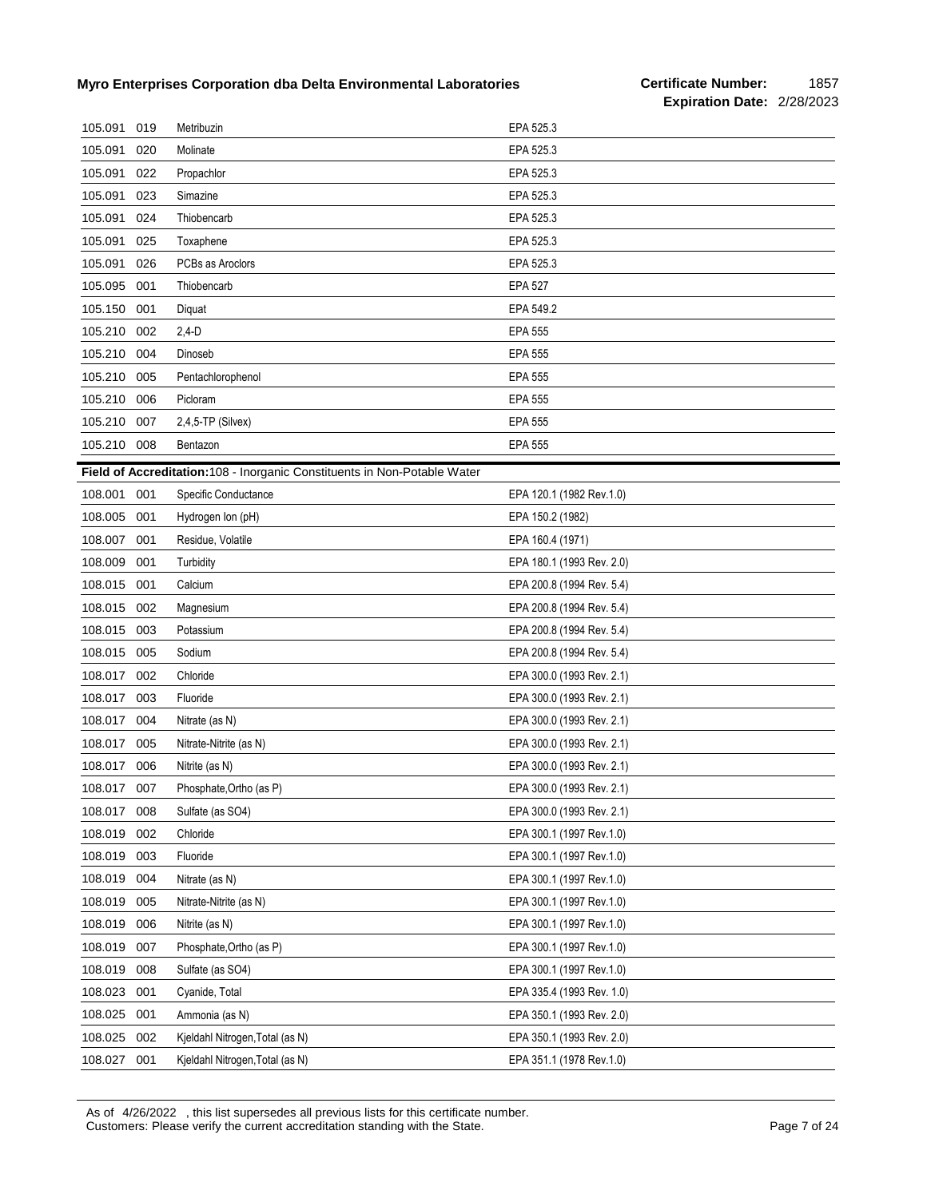| | | | |
|---|---|---|---|
| 105.091 | 019 | Metribuzin | EPA 525.3 |
| 105.091 | 020 | Molinate | EPA 525.3 |
| 105.091 | 022 | Propachlor | EPA 525.3 |
| 105.091 | 023 | Simazine | EPA 525.3 |
| 105.091 | 024 | Thiobencarb | EPA 525.3 |
| 105.091 | 025 | Toxaphene | EPA 525.3 |
| 105.091 | 026 | PCBs as Aroclors | EPA 525.3 |
| 105.095 | 001 | Thiobencarb | EPA 527 |
| 105.150 | 001 | Diquat | EPA 549.2 |
| 105.210 | 002 | 2,4-D | EPA 555 |
| 105.210 | 004 | Dinoseb | EPA 555 |
| 105.210 | 005 | Pentachlorophenol | EPA 555 |
| 105.210 | 006 | Picloram | EPA 555 |
| 105.210 | 007 | 2,4,5-TP (Silvex) | EPA 555 |
| 105.210 | 008 | Bentazon | EPA 555 |

**Field of Accreditation:** 108 - Inorganic Constituents in Non-Potable Water

| | | | |
|---|---|---|---|
| 108.001 | 001 | Specific Conductance | EPA 120.1 (1982 Rev.1.0) |
| 108.005 | 001 | Hydrogen Ion (pH) | EPA 150.2 (1982) |
| 108.007 | 001 | Residue, Volatile | EPA 160.4 (1971) |
| 108.009 | 001 | Turbidity | EPA 180.1 (1993 Rev. 2.0) |
| 108.015 | 001 | Calcium | EPA 200.8 (1994 Rev. 5.4) |
| 108.015 | 002 | Magnesium | EPA 200.8 (1994 Rev. 5.4) |
| 108.015 | 003 | Potassium | EPA 200.8 (1994 Rev. 5.4) |
| 108.015 | 005 | Sodium | EPA 200.8 (1994 Rev. 5.4) |
| 108.017 | 002 | Chloride | EPA 300.0 (1993 Rev. 2.1) |
| 108.017 | 003 | Fluoride | EPA 300.0 (1993 Rev. 2.1) |
| 108.017 | 004 | Nitrate (as N) | EPA 300.0 (1993 Rev. 2.1) |
| 108.017 | 005 | Nitrate-Nitrite (as N) | EPA 300.0 (1993 Rev. 2.1) |
| 108.017 | 006 | Nitrite (as N) | EPA 300.0 (1993 Rev. 2.1) |
| 108.017 | 007 | Phosphate,Ortho (as P) | EPA 300.0 (1993 Rev. 2.1) |
| 108.017 | 008 | Sulfate (as SO4) | EPA 300.0 (1993 Rev. 2.1) |
| 108.019 | 002 | Chloride | EPA 300.1 (1997 Rev.1.0) |
| 108.019 | 003 | Fluoride | EPA 300.1 (1997 Rev.1.0) |
| 108.019 | 004 | Nitrate (as N) | EPA 300.1 (1997 Rev.1.0) |
| 108.019 | 005 | Nitrate-Nitrite (as N) | EPA 300.1 (1997 Rev.1.0) |
| 108.019 | 006 | Nitrite (as N) | EPA 300.1 (1997 Rev.1.0) |
| 108.019 | 007 | Phosphate,Ortho (as P) | EPA 300.1 (1997 Rev.1.0) |
| 108.019 | 008 | Sulfate (as SO4) | EPA 300.1 (1997 Rev.1.0) |
| 108.023 | 001 | Cyanide, Total | EPA 335.4 (1993 Rev. 1.0) |
| 108.025 | 001 | Ammonia (as N) | EPA 350.1 (1993 Rev. 2.0) |
| 108.025 | 002 | Kjeldahl Nitrogen,Total (as N) | EPA 350.1 (1993 Rev. 2.0) |
| 108.027 | 001 | Kjeldahl Nitrogen,Total (as N) | EPA 351.1 (1978 Rev.1.0) |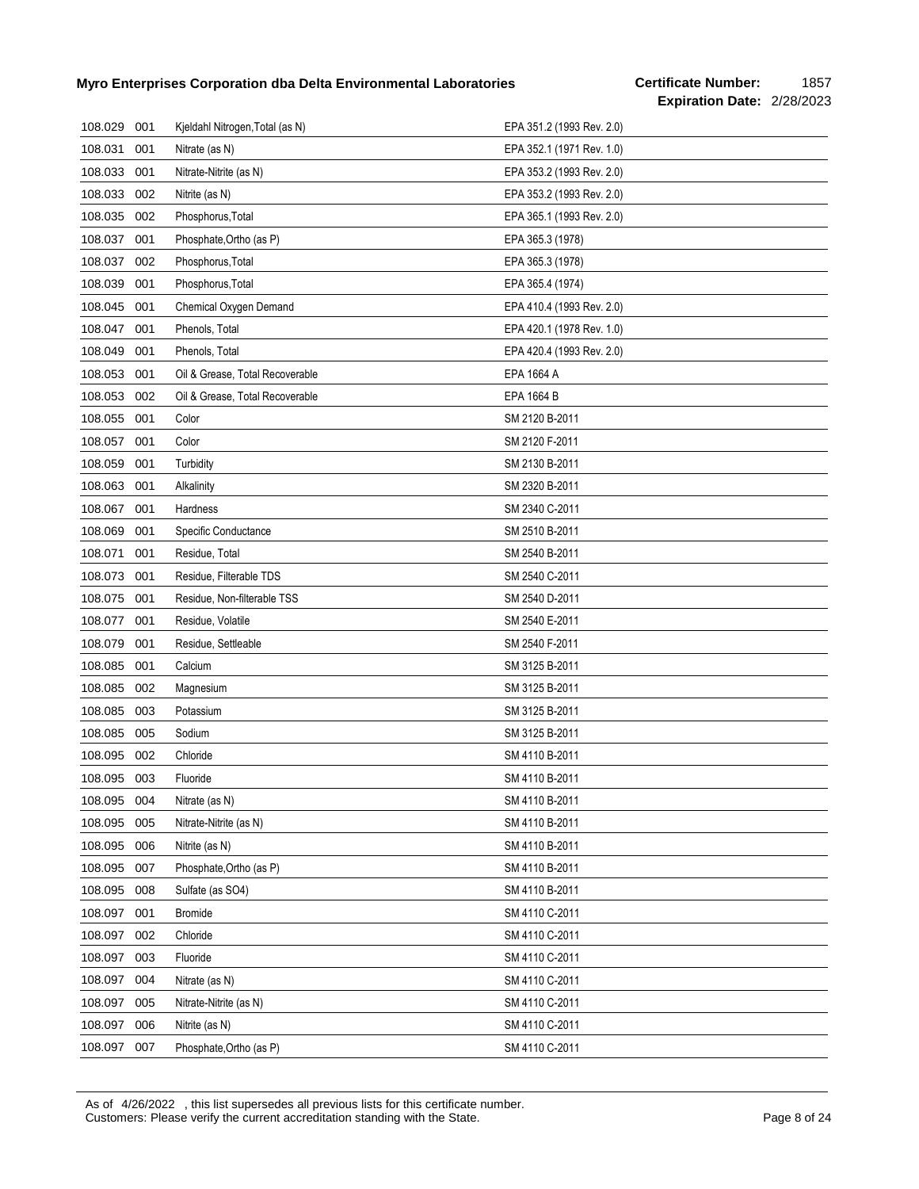| | | | |
|---|---|---|---|
| 108.029 | 001 | Kjeldahl Nitrogen,Total (as N) | EPA 351.2 (1993 Rev. 2.0) |
| 108.031 | 001 | Nitrate (as N) | EPA 352.1 (1971 Rev. 1.0) |
| 108.033 | 001 | Nitrate-Nitrite (as N) | EPA 353.2 (1993 Rev. 2.0) |
| 108.033 | 002 | Nitrite (as N) | EPA 353.2 (1993 Rev. 2.0) |
| 108.035 | 002 | Phosphorus,Total | EPA 365.1 (1993 Rev. 2.0) |
| 108.037 | 001 | Phosphate,Ortho (as P) | EPA 365.3 (1978) |
| 108.037 | 002 | Phosphorus,Total | EPA 365.3 (1978) |
| 108.039 | 001 | Phosphorus,Total | EPA 365.4 (1974) |
| 108.045 | 001 | Chemical Oxygen Demand | EPA 410.4 (1993 Rev. 2.0) |
| 108.047 | 001 | Phenols, Total | EPA 420.1 (1978 Rev. 1.0) |
| 108.049 | 001 | Phenols, Total | EPA 420.4 (1993 Rev. 2.0) |
| 108.053 | 001 | Oil & Grease, Total Recoverable | EPA 1664 A |
| 108.053 | 002 | Oil & Grease, Total Recoverable | EPA 1664 B |
| 108.055 | 001 | Color | SM 2120 B-2011 |
| 108.057 | 001 | Color | SM 2120 F-2011 |
| 108.059 | 001 | Turbidity | SM 2130 B-2011 |
| 108.063 | 001 | Alkalinity | SM 2320 B-2011 |
| 108.067 | 001 | Hardness | SM 2340 C-2011 |
| 108.069 | 001 | Specific Conductance | SM 2510 B-2011 |
| 108.071 | 001 | Residue, Total | SM 2540 B-2011 |
| 108.073 | 001 | Residue, Filterable TDS | SM 2540 C-2011 |
| 108.075 | 001 | Residue, Non-filterable TSS | SM 2540 D-2011 |
| 108.077 | 001 | Residue, Volatile | SM 2540 E-2011 |
| 108.079 | 001 | Residue, Settleable | SM 2540 F-2011 |
| 108.085 | 001 | Calcium | SM 3125 B-2011 |
| 108.085 | 002 | Magnesium | SM 3125 B-2011 |
| 108.085 | 003 | Potassium | SM 3125 B-2011 |
| 108.085 | 005 | Sodium | SM 3125 B-2011 |
| 108.095 | 002 | Chloride | SM 4110 B-2011 |
| 108.095 | 003 | Fluoride | SM 4110 B-2011 |
| 108.095 | 004 | Nitrate (as N) | SM 4110 B-2011 |
| 108.095 | 005 | Nitrate-Nitrite (as N) | SM 4110 B-2011 |
| 108.095 | 006 | Nitrite (as N) | SM 4110 B-2011 |
| 108.095 | 007 | Phosphate,Ortho (as P) | SM 4110 B-2011 |
| 108.095 | 008 | Sulfate (as SO4) | SM 4110 B-2011 |
| 108.097 | 001 | Bromide | SM 4110 C-2011 |
| 108.097 | 002 | Chloride | SM 4110 C-2011 |
| 108.097 | 003 | Fluoride | SM 4110 C-2011 |
| 108.097 | 004 | Nitrate (as N) | SM 4110 C-2011 |
| 108.097 | 005 | Nitrate-Nitrite (as N) | SM 4110 C-2011 |
| 108.097 | 006 | Nitrite (as N) | SM 4110 C-2011 |
| 108.097 | 007 | Phosphate,Ortho (as P) | SM 4110 C-2011 |

As of 4/26/2022 , this list supersedes all previous lists for this certificate number.
Customers: Please verify the current accreditation standing with the State.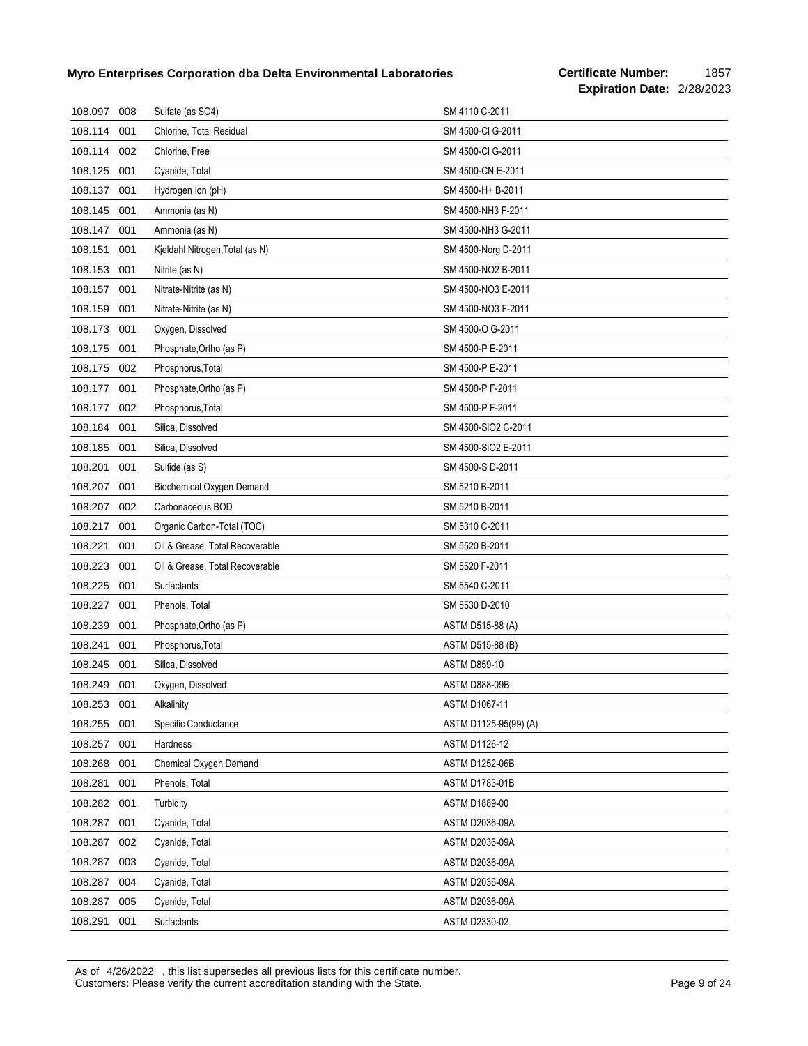| | | | |
|---|---|---|---|
| 108.097 | 008 | Sulfate (as SO4) | SM 4110 C-2011 |
| 108.114 | 001 | Chlorine, Total Residual | SM 4500-Cl G-2011 |
| 108.114 | 002 | Chlorine, Free | SM 4500-Cl G-2011 |
| 108.125 | 001 | Cyanide, Total | SM 4500-CN E-2011 |
| 108.137 | 001 | Hydrogen Ion (pH) | SM 4500-H+ B-2011 |
| 108.145 | 001 | Ammonia (as N) | SM 4500-NH3 F-2011 |
| 108.147 | 001 | Ammonia (as N) | SM 4500-NH3 G-2011 |
| 108.151 | 001 | Kjeldahl Nitrogen,Total (as N) | SM 4500-Norg D-2011 |
| 108.153 | 001 | Nitrite (as N) | SM 4500-NO2 B-2011 |
| 108.157 | 001 | Nitrate-Nitrite (as N) | SM 4500-NO3 E-2011 |
| 108.159 | 001 | Nitrate-Nitrite (as N) | SM 4500-NO3 F-2011 |
| 108.173 | 001 | Oxygen, Dissolved | SM 4500-O G-2011 |
| 108.175 | 001 | Phosphate,Ortho (as P) | SM 4500-P E-2011 |
| 108.175 | 002 | Phosphorus,Total | SM 4500-P E-2011 |
| 108.177 | 001 | Phosphate,Ortho (as P) | SM 4500-P F-2011 |
| 108.177 | 002 | Phosphorus,Total | SM 4500-P F-2011 |
| 108.184 | 001 | Silica, Dissolved | SM 4500-SiO2 C-2011 |
| 108.185 | 001 | Silica, Dissolved | SM 4500-SiO2 E-2011 |
| 108.201 | 001 | Sulfide (as S) | SM 4500-S D-2011 |
| 108.207 | 001 | Biochemical Oxygen Demand | SM 5210 B-2011 |
| 108.207 | 002 | Carbonaceous BOD | SM 5210 B-2011 |
| 108.217 | 001 | Organic Carbon-Total (TOC) | SM 5310 C-2011 |
| 108.221 | 001 | Oil & Grease, Total Recoverable | SM 5520 B-2011 |
| 108.223 | 001 | Oil & Grease, Total Recoverable | SM 5520 F-2011 |
| 108.225 | 001 | Surfactants | SM 5540 C-2011 |
| 108.227 | 001 | Phenols, Total | SM 5530 D-2010 |
| 108.239 | 001 | Phosphate,Ortho (as P) | ASTM D515-88 (A) |
| 108.241 | 001 | Phosphorus,Total | ASTM D515-88 (B) |
| 108.245 | 001 | Silica, Dissolved | ASTM D859-10 |
| 108.249 | 001 | Oxygen, Dissolved | ASTM D888-09B |
| 108.253 | 001 | Alkalinity | ASTM D1067-11 |
| 108.255 | 001 | Specific Conductance | ASTM D1125-95(99) (A) |
| 108.257 | 001 | Hardness | ASTM D1126-12 |
| 108.268 | 001 | Chemical Oxygen Demand | ASTM D1252-06B |
| 108.281 | 001 | Phenols, Total | ASTM D1783-01B |
| 108.282 | 001 | Turbidity | ASTM D1889-00 |
| 108.287 | 001 | Cyanide, Total | ASTM D2036-09A |
| 108.287 | 002 | Cyanide, Total | ASTM D2036-09A |
| 108.287 | 003 | Cyanide, Total | ASTM D2036-09A |
| 108.287 | 004 | Cyanide, Total | ASTM D2036-09A |
| 108.287 | 005 | Cyanide, Total | ASTM D2036-09A |
| 108.291 | 001 | Surfactants | ASTM D2330-02 |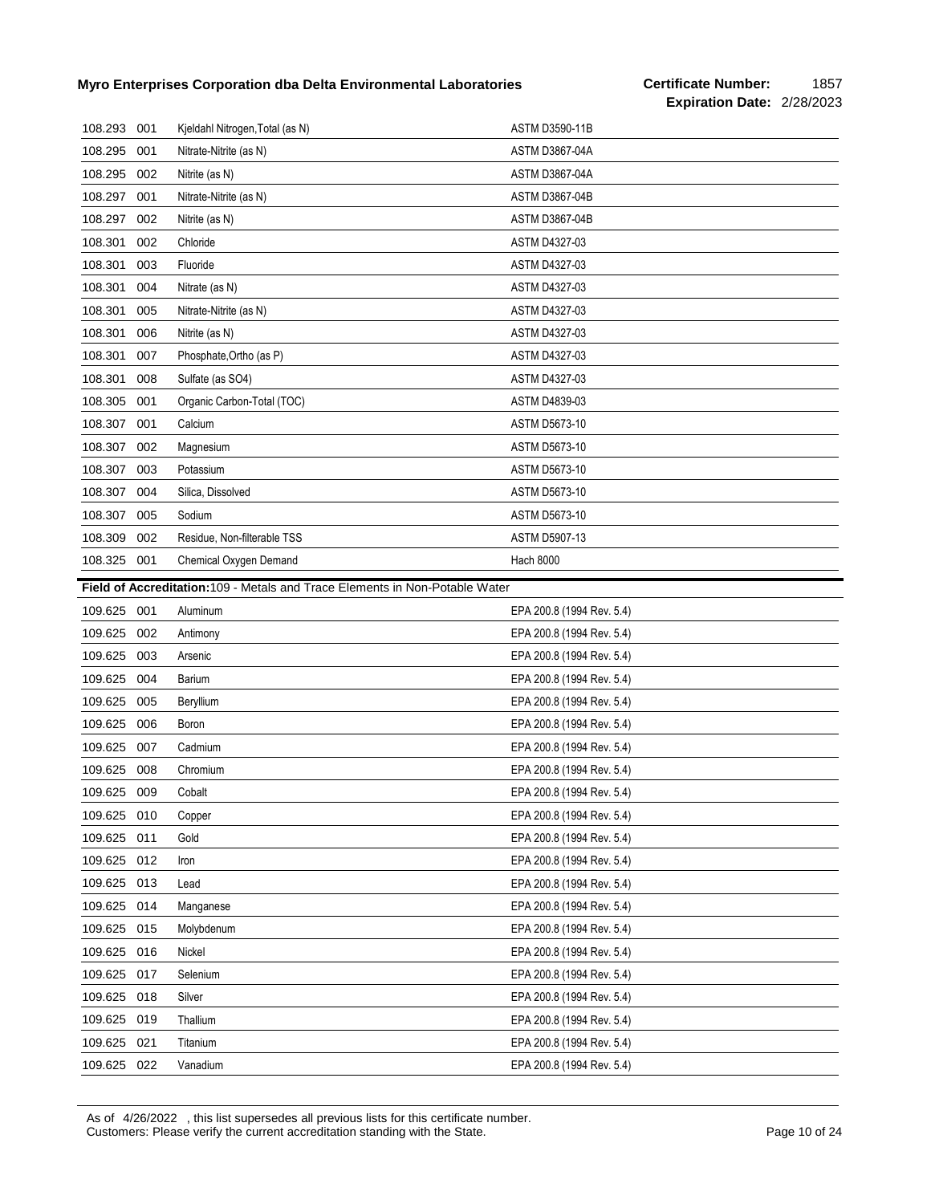| | | | |
|---|---|---|---|
| 108.293 | 001 | Kjeldahl Nitrogen,Total (as N) | ASTM D3590-11B |
| 108.295 | 001 | Nitrate-Nitrite (as N) | ASTM D3867-04A |
| 108.295 | 002 | Nitrite (as N) | ASTM D3867-04A |
| 108.297 | 001 | Nitrate-Nitrite (as N) | ASTM D3867-04B |
| 108.297 | 002 | Nitrite (as N) | ASTM D3867-04B |
| 108.301 | 002 | Chloride | ASTM D4327-03 |
| 108.301 | 003 | Fluoride | ASTM D4327-03 |
| 108.301 | 004 | Nitrate (as N) | ASTM D4327-03 |
| 108.301 | 005 | Nitrate-Nitrite (as N) | ASTM D4327-03 |
| 108.301 | 006 | Nitrite (as N) | ASTM D4327-03 |
| 108.301 | 007 | Phosphate,Ortho (as P) | ASTM D4327-03 |
| 108.301 | 008 | Sulfate (as SO4) | ASTM D4327-03 |
| 108.305 | 001 | Organic Carbon-Total (TOC) | ASTM D4839-03 |
| 108.307 | 001 | Calcium | ASTM D5673-10 |
| 108.307 | 002 | Magnesium | ASTM D5673-10 |
| 108.307 | 003 | Potassium | ASTM D5673-10 |
| 108.307 | 004 | Silica, Dissolved | ASTM D5673-10 |
| 108.307 | 005 | Sodium | ASTM D5673-10 |
| 108.309 | 002 | Residue, Non-filterable TSS | ASTM D5907-13 |
| 108.325 | 001 | Chemical Oxygen Demand | Hach 8000 |

**Field of Accreditation:** 109 - Metals and Trace Elements in Non-Potable Water

| | | | |
|---|---|---|---|
| 109.625 | 001 | Aluminum | EPA 200.8 (1994 Rev. 5.4) |
| 109.625 | 002 | Antimony | EPA 200.8 (1994 Rev. 5.4) |
| 109.625 | 003 | Arsenic | EPA 200.8 (1994 Rev. 5.4) |
| 109.625 | 004 | Barium | EPA 200.8 (1994 Rev. 5.4) |
| 109.625 | 005 | Beryllium | EPA 200.8 (1994 Rev. 5.4) |
| 109.625 | 006 | Boron | EPA 200.8 (1994 Rev. 5.4) |
| 109.625 | 007 | Cadmium | EPA 200.8 (1994 Rev. 5.4) |
| 109.625 | 008 | Chromium | EPA 200.8 (1994 Rev. 5.4) |
| 109.625 | 009 | Cobalt | EPA 200.8 (1994 Rev. 5.4) |
| 109.625 | 010 | Copper | EPA 200.8 (1994 Rev. 5.4) |
| 109.625 | 011 | Gold | EPA 200.8 (1994 Rev. 5.4) |
| 109.625 | 012 | Iron | EPA 200.8 (1994 Rev. 5.4) |
| 109.625 | 013 | Lead | EPA 200.8 (1994 Rev. 5.4) |
| 109.625 | 014 | Manganese | EPA 200.8 (1994 Rev. 5.4) |
| 109.625 | 015 | Molybdenum | EPA 200.8 (1994 Rev. 5.4) |
| 109.625 | 016 | Nickel | EPA 200.8 (1994 Rev. 5.4) |
| 109.625 | 017 | Selenium | EPA 200.8 (1994 Rev. 5.4) |
| 109.625 | 018 | Silver | EPA 200.8 (1994 Rev. 5.4) |
| 109.625 | 019 | Thallium | EPA 200.8 (1994 Rev. 5.4) |
| 109.625 | 021 | Titanium | EPA 200.8 (1994 Rev. 5.4) |
| 109.625 | 022 | Vanadium | EPA 200.8 (1994 Rev. 5.4) |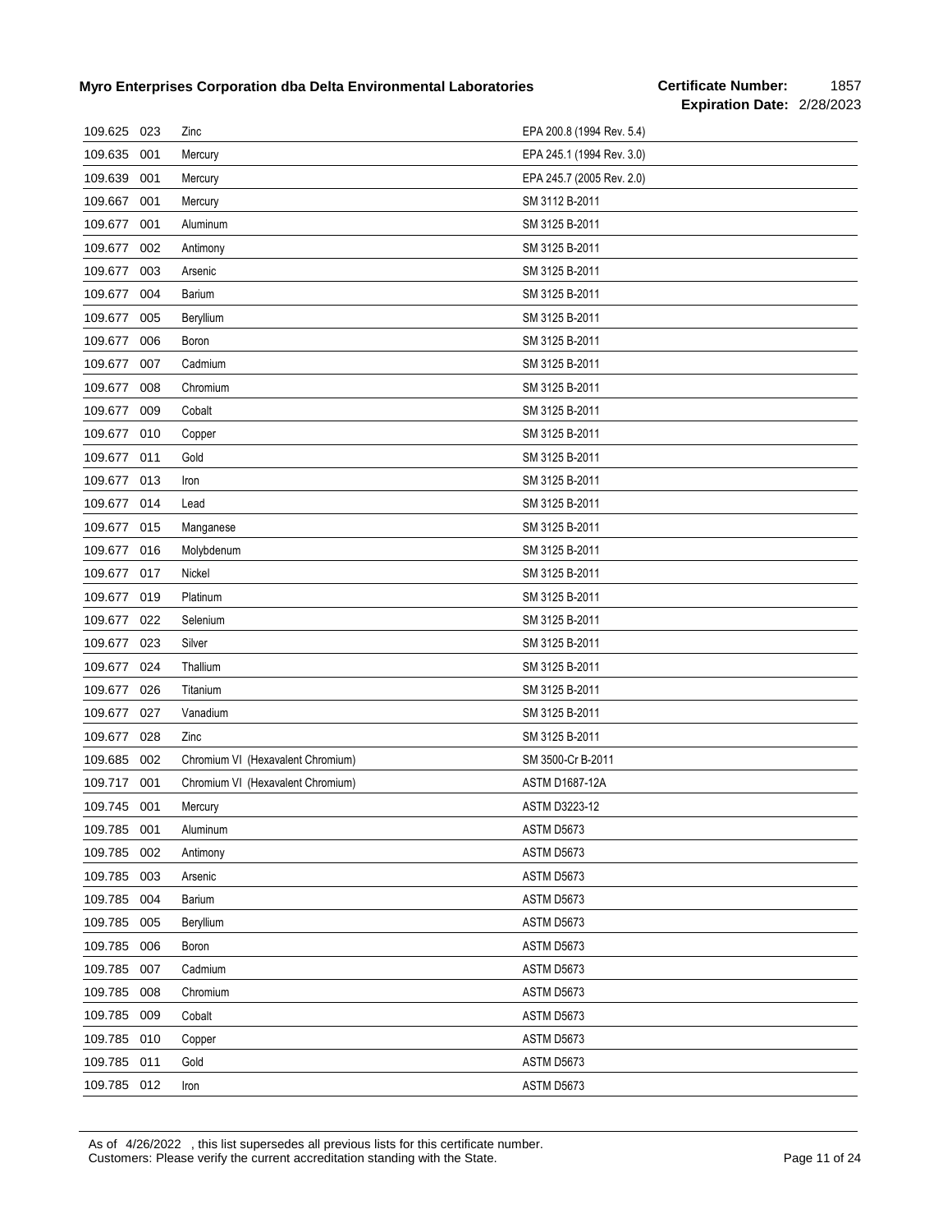| | | | |
|---|---|---|---|
| 109.625 | 023 | Zinc | EPA 200.8 (1994 Rev. 5.4) |
| 109.635 | 001 | Mercury | EPA 245.1 (1994 Rev. 3.0) |
| 109.639 | 001 | Mercury | EPA 245.7 (2005 Rev. 2.0) |
| 109.667 | 001 | Mercury | SM 3112 B-2011 |
| 109.677 | 001 | Aluminum | SM 3125 B-2011 |
| 109.677 | 002 | Antimony | SM 3125 B-2011 |
| 109.677 | 003 | Arsenic | SM 3125 B-2011 |
| 109.677 | 004 | Barium | SM 3125 B-2011 |
| 109.677 | 005 | Beryllium | SM 3125 B-2011 |
| 109.677 | 006 | Boron | SM 3125 B-2011 |
| 109.677 | 007 | Cadmium | SM 3125 B-2011 |
| 109.677 | 008 | Chromium | SM 3125 B-2011 |
| 109.677 | 009 | Cobalt | SM 3125 B-2011 |
| 109.677 | 010 | Copper | SM 3125 B-2011 |
| 109.677 | 011 | Gold | SM 3125 B-2011 |
| 109.677 | 013 | Iron | SM 3125 B-2011 |
| 109.677 | 014 | Lead | SM 3125 B-2011 |
| 109.677 | 015 | Manganese | SM 3125 B-2011 |
| 109.677 | 016 | Molybdenum | SM 3125 B-2011 |
| 109.677 | 017 | Nickel | SM 3125 B-2011 |
| 109.677 | 019 | Platinum | SM 3125 B-2011 |
| 109.677 | 022 | Selenium | SM 3125 B-2011 |
| 109.677 | 023 | Silver | SM 3125 B-2011 |
| 109.677 | 024 | Thallium | SM 3125 B-2011 |
| 109.677 | 026 | Titanium | SM 3125 B-2011 |
| 109.677 | 027 | Vanadium | SM 3125 B-2011 |
| 109.677 | 028 | Zinc | SM 3125 B-2011 |
| 109.685 | 002 | Chromium VI (Hexavalent Chromium) | SM 3500-Cr B-2011 |
| 109.717 | 001 | Chromium VI (Hexavalent Chromium) | ASTM D1687-12A |
| 109.745 | 001 | Mercury | ASTM D3223-12 |
| 109.785 | 001 | Aluminum | ASTM D5673 |
| 109.785 | 002 | Antimony | ASTM D5673 |
| 109.785 | 003 | Arsenic | ASTM D5673 |
| 109.785 | 004 | Barium | ASTM D5673 |
| 109.785 | 005 | Beryllium | ASTM D5673 |
| 109.785 | 006 | Boron | ASTM D5673 |
| 109.785 | 007 | Cadmium | ASTM D5673 |
| 109.785 | 008 | Chromium | ASTM D5673 |
| 109.785 | 009 | Cobalt | ASTM D5673 |
| 109.785 | 010 | Copper | ASTM D5673 |
| 109.785 | 011 | Gold | ASTM D5673 |
| 109.785 | 012 | Iron | ASTM D5673 |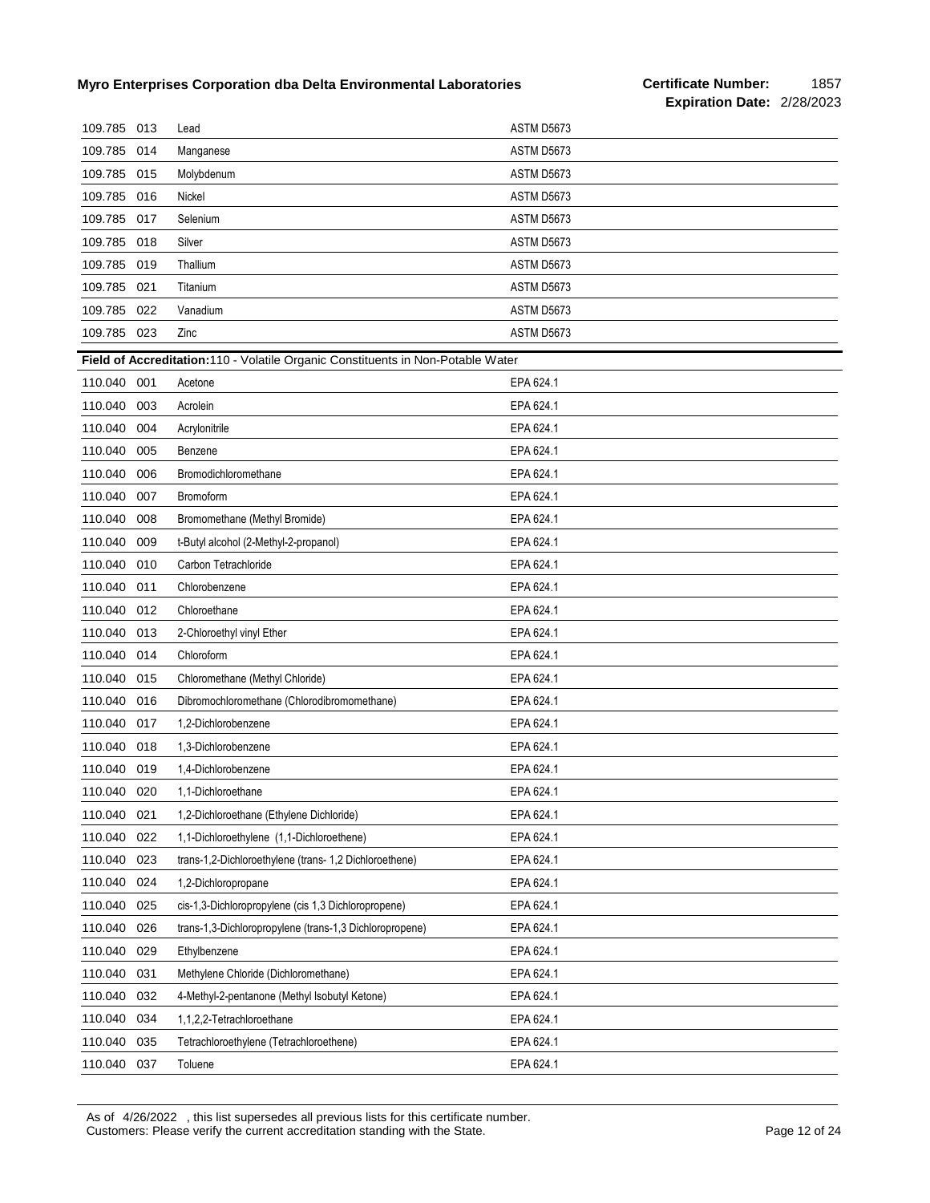| | | | |
|---|---|---|---|
| 109.785 | 013 | Lead | ASTM D5673 |
| 109.785 | 014 | Manganese | ASTM D5673 |
| 109.785 | 015 | Molybdenum | ASTM D5673 |
| 109.785 | 016 | Nickel | ASTM D5673 |
| 109.785 | 017 | Selenium | ASTM D5673 |
| 109.785 | 018 | Silver | ASTM D5673 |
| 109.785 | 019 | Thallium | ASTM D5673 |
| 109.785 | 021 | Titanium | ASTM D5673 |
| 109.785 | 022 | Vanadium | ASTM D5673 |
| 109.785 | 023 | Zinc | ASTM D5673 |

**Field of Accreditation:** 110 - Volatile Organic Constituents in Non-Potable Water

| | | | |
|---|---|---|---|
| 110.040 | 001 | Acetone | EPA 624.1 |
| 110.040 | 003 | Acrolein | EPA 624.1 |
| 110.040 | 004 | Acrylonitrile | EPA 624.1 |
| 110.040 | 005 | Benzene | EPA 624.1 |
| 110.040 | 006 | Bromodichloromethane | EPA 624.1 |
| 110.040 | 007 | Bromoform | EPA 624.1 |
| 110.040 | 008 | Bromomethane (Methyl Bromide) | EPA 624.1 |
| 110.040 | 009 | t-Butyl alcohol (2-Methyl-2-propanol) | EPA 624.1 |
| 110.040 | 010 | Carbon Tetrachloride | EPA 624.1 |
| 110.040 | 011 | Chlorobenzene | EPA 624.1 |
| 110.040 | 012 | Chloroethane | EPA 624.1 |
| 110.040 | 013 | 2-Chloroethyl vinyl Ether | EPA 624.1 |
| 110.040 | 014 | Chloroform | EPA 624.1 |
| 110.040 | 015 | Chloromethane (Methyl Chloride) | EPA 624.1 |
| 110.040 | 016 | Dibromochloromethane (Chlorodibromomethane) | EPA 624.1 |
| 110.040 | 017 | 1,2-Dichlorobenzene | EPA 624.1 |
| 110.040 | 018 | 1,3-Dichlorobenzene | EPA 624.1 |
| 110.040 | 019 | 1,4-Dichlorobenzene | EPA 624.1 |
| 110.040 | 020 | 1,1-Dichloroethane | EPA 624.1 |
| 110.040 | 021 | 1,2-Dichloroethane (Ethylene Dichloride) | EPA 624.1 |
| 110.040 | 022 | 1,1-Dichloroethylene (1,1-Dichloroethene) | EPA 624.1 |
| 110.040 | 023 | trans-1,2-Dichloroethylene (trans- 1,2 Dichloroethene) | EPA 624.1 |
| 110.040 | 024 | 1,2-Dichloropropane | EPA 624.1 |
| 110.040 | 025 | cis-1,3-Dichloropropylene (cis 1,3 Dichloropropene) | EPA 624.1 |
| 110.040 | 026 | trans-1,3-Dichloropropylene (trans-1,3 Dichloropropene) | EPA 624.1 |
| 110.040 | 029 | Ethylbenzene | EPA 624.1 |
| 110.040 | 031 | Methylene Chloride (Dichloromethane) | EPA 624.1 |
| 110.040 | 032 | 4-Methyl-2-pentanone (Methyl Isobutyl Ketone) | EPA 624.1 |
| 110.040 | 034 | 1,1,2,2-Tetrachloroethane | EPA 624.1 |
| 110.040 | 035 | Tetrachloroethylene (Tetrachloroethene) | EPA 624.1 |
| 110.040 | 037 | Toluene | EPA 624.1 |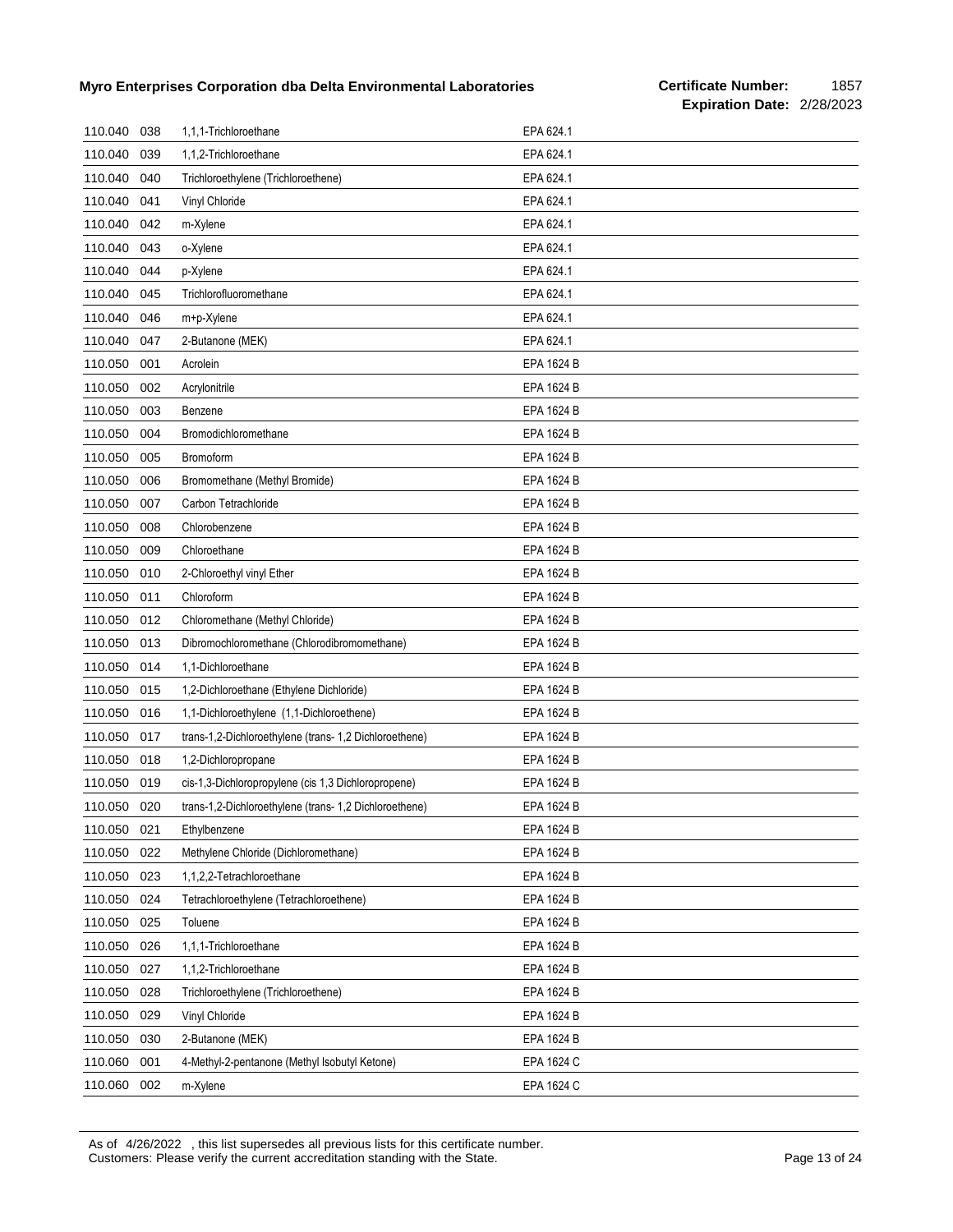| | | | |
|---|---|---|---|
| 110.040 | 038 | 1,1,1-Trichloroethane | EPA 624.1 |
| 110.040 | 039 | 1,1,2-Trichloroethane | EPA 624.1 |
| 110.040 | 040 | Trichloroethylene (Trichloroethene) | EPA 624.1 |
| 110.040 | 041 | Vinyl Chloride | EPA 624.1 |
| 110.040 | 042 | m-Xylene | EPA 624.1 |
| 110.040 | 043 | o-Xylene | EPA 624.1 |
| 110.040 | 044 | p-Xylene | EPA 624.1 |
| 110.040 | 045 | Trichlorofluoromethane | EPA 624.1 |
| 110.040 | 046 | m+p-Xylene | EPA 624.1 |
| 110.040 | 047 | 2-Butanone (MEK) | EPA 624.1 |
| 110.050 | 001 | Acrolein | EPA 1624 B |
| 110.050 | 002 | Acrylonitrile | EPA 1624 B |
| 110.050 | 003 | Benzene | EPA 1624 B |
| 110.050 | 004 | Bromodichloromethane | EPA 1624 B |
| 110.050 | 005 | Bromoform | EPA 1624 B |
| 110.050 | 006 | Bromomethane (Methyl Bromide) | EPA 1624 B |
| 110.050 | 007 | Carbon Tetrachloride | EPA 1624 B |
| 110.050 | 008 | Chlorobenzene | EPA 1624 B |
| 110.050 | 009 | Chloroethane | EPA 1624 B |
| 110.050 | 010 | 2-Chloroethyl vinyl Ether | EPA 1624 B |
| 110.050 | 011 | Chloroform | EPA 1624 B |
| 110.050 | 012 | Chloromethane (Methyl Chloride) | EPA 1624 B |
| 110.050 | 013 | Dibromochloromethane (Chlorodibromomethane) | EPA 1624 B |
| 110.050 | 014 | 1,1-Dichloroethane | EPA 1624 B |
| 110.050 | 015 | 1,2-Dichloroethane (Ethylene Dichloride) | EPA 1624 B |
| 110.050 | 016 | 1,1-Dichloroethylene (1,1-Dichloroethene) | EPA 1624 B |
| 110.050 | 017 | trans-1,2-Dichloroethylene (trans- 1,2 Dichloroethene) | EPA 1624 B |
| 110.050 | 018 | 1,2-Dichloropropane | EPA 1624 B |
| 110.050 | 019 | cis-1,3-Dichloropropylene (cis 1,3 Dichloropropene) | EPA 1624 B |
| 110.050 | 020 | trans-1,2-Dichloroethylene (trans- 1,2 Dichloroethene) | EPA 1624 B |
| 110.050 | 021 | Ethylbenzene | EPA 1624 B |
| 110.050 | 022 | Methylene Chloride (Dichloromethane) | EPA 1624 B |
| 110.050 | 023 | 1,1,2,2-Tetrachloroethane | EPA 1624 B |
| 110.050 | 024 | Tetrachloroethylene (Tetrachloroethene) | EPA 1624 B |
| 110.050 | 025 | Toluene | EPA 1624 B |
| 110.050 | 026 | 1,1,1-Trichloroethane | EPA 1624 B |
| 110.050 | 027 | 1,1,2-Trichloroethane | EPA 1624 B |
| 110.050 | 028 | Trichloroethylene (Trichloroethene) | EPA 1624 B |
| 110.050 | 029 | Vinyl Chloride | EPA 1624 B |
| 110.050 | 030 | 2-Butanone (MEK) | EPA 1624 B |
| 110.060 | 001 | 4-Methyl-2-pentanone (Methyl Isobutyl Ketone) | EPA 1624 C |
| 110.060 | 002 | m-Xylene | EPA 1624 C |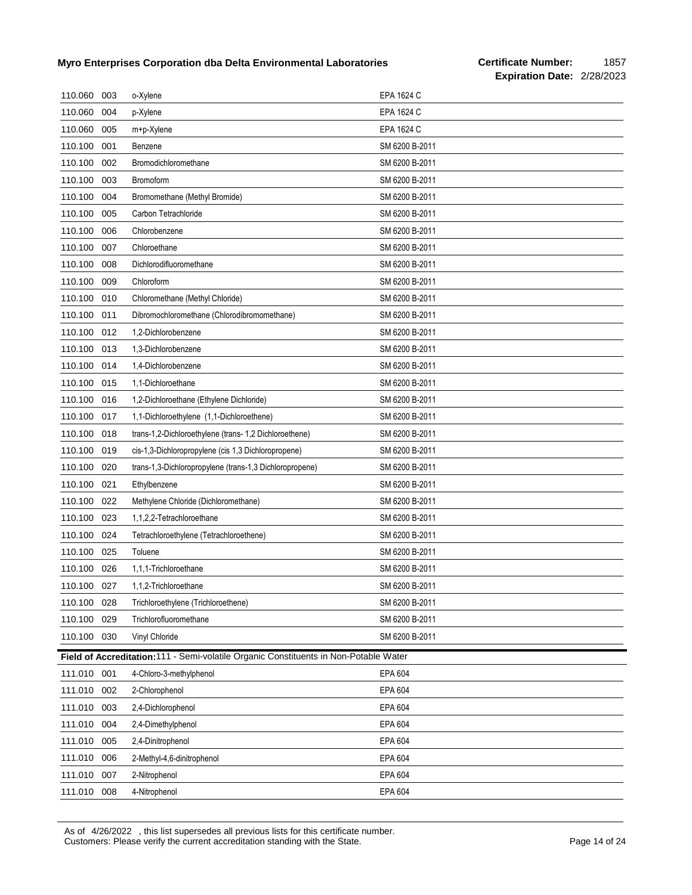| | | | |
|---|---|---|---|
| 110.060 | 003 | o-Xylene | EPA 1624 C |
| 110.060 | 004 | p-Xylene | EPA 1624 C |
| 110.060 | 005 | m+p-Xylene | EPA 1624 C |
| 110.100 | 001 | Benzene | SM 6200 B-2011 |
| 110.100 | 002 | Bromodichloromethane | SM 6200 B-2011 |
| 110.100 | 003 | Bromoform | SM 6200 B-2011 |
| 110.100 | 004 | Bromomethane (Methyl Bromide) | SM 6200 B-2011 |
| 110.100 | 005 | Carbon Tetrachloride | SM 6200 B-2011 |
| 110.100 | 006 | Chlorobenzene | SM 6200 B-2011 |
| 110.100 | 007 | Chloroethane | SM 6200 B-2011 |
| 110.100 | 008 | Dichlorodifluoromethane | SM 6200 B-2011 |
| 110.100 | 009 | Chloroform | SM 6200 B-2011 |
| 110.100 | 010 | Chloromethane (Methyl Chloride) | SM 6200 B-2011 |
| 110.100 | 011 | Dibromochloromethane (Chlorodibromomethane) | SM 6200 B-2011 |
| 110.100 | 012 | 1,2-Dichlorobenzene | SM 6200 B-2011 |
| 110.100 | 013 | 1,3-Dichlorobenzene | SM 6200 B-2011 |
| 110.100 | 014 | 1,4-Dichlorobenzene | SM 6200 B-2011 |
| 110.100 | 015 | 1,1-Dichloroethane | SM 6200 B-2011 |
| 110.100 | 016 | 1,2-Dichloroethane (Ethylene Dichloride) | SM 6200 B-2011 |
| 110.100 | 017 | 1,1-Dichloroethylene (1,1-Dichloroethene) | SM 6200 B-2011 |
| 110.100 | 018 | trans-1,2-Dichloroethylene (trans- 1,2 Dichloroethene) | SM 6200 B-2011 |
| 110.100 | 019 | cis-1,3-Dichloropropylene (cis 1,3 Dichloropropene) | SM 6200 B-2011 |
| 110.100 | 020 | trans-1,3-Dichloropropylene (trans-1,3 Dichloropropene) | SM 6200 B-2011 |
| 110.100 | 021 | Ethylbenzene | SM 6200 B-2011 |
| 110.100 | 022 | Methylene Chloride (Dichloromethane) | SM 6200 B-2011 |
| 110.100 | 023 | 1,1,2,2-Tetrachloroethane | SM 6200 B-2011 |
| 110.100 | 024 | Tetrachloroethylene (Tetrachloroethene) | SM 6200 B-2011 |
| 110.100 | 025 | Toluene | SM 6200 B-2011 |
| 110.100 | 026 | 1,1,1-Trichloroethane | SM 6200 B-2011 |
| 110.100 | 027 | 1,1,2-Trichloroethane | SM 6200 B-2011 |
| 110.100 | 028 | Trichloroethylene (Trichloroethene) | SM 6200 B-2011 |
| 110.100 | 029 | Trichlorofluoromethane | SM 6200 B-2011 |
| 110.100 | 030 | Vinyl Chloride | SM 6200 B-2011 |

**Field of Accreditation:** 111 - Semi-volatile Organic Constituents in Non-Potable Water

| | | | |
|---|---|---|---|
| 111.010 | 001 | 4-Chloro-3-methylphenol | EPA 604 |
| 111.010 | 002 | 2-Chlorophenol | EPA 604 |
| 111.010 | 003 | 2,4-Dichlorophenol | EPA 604 |
| 111.010 | 004 | 2,4-Dimethylphenol | EPA 604 |
| 111.010 | 005 | 2,4-Dinitrophenol | EPA 604 |
| 111.010 | 006 | 2-Methyl-4,6-dinitrophenol | EPA 604 |
| 111.010 | 007 | 2-Nitrophenol | EPA 604 |
| 111.010 | 008 | 4-Nitrophenol | EPA 604 |

As of 4/26/2022 , this list supersedes all previous lists for this certificate number.
Customers: Please verify the current accreditation standing with the State.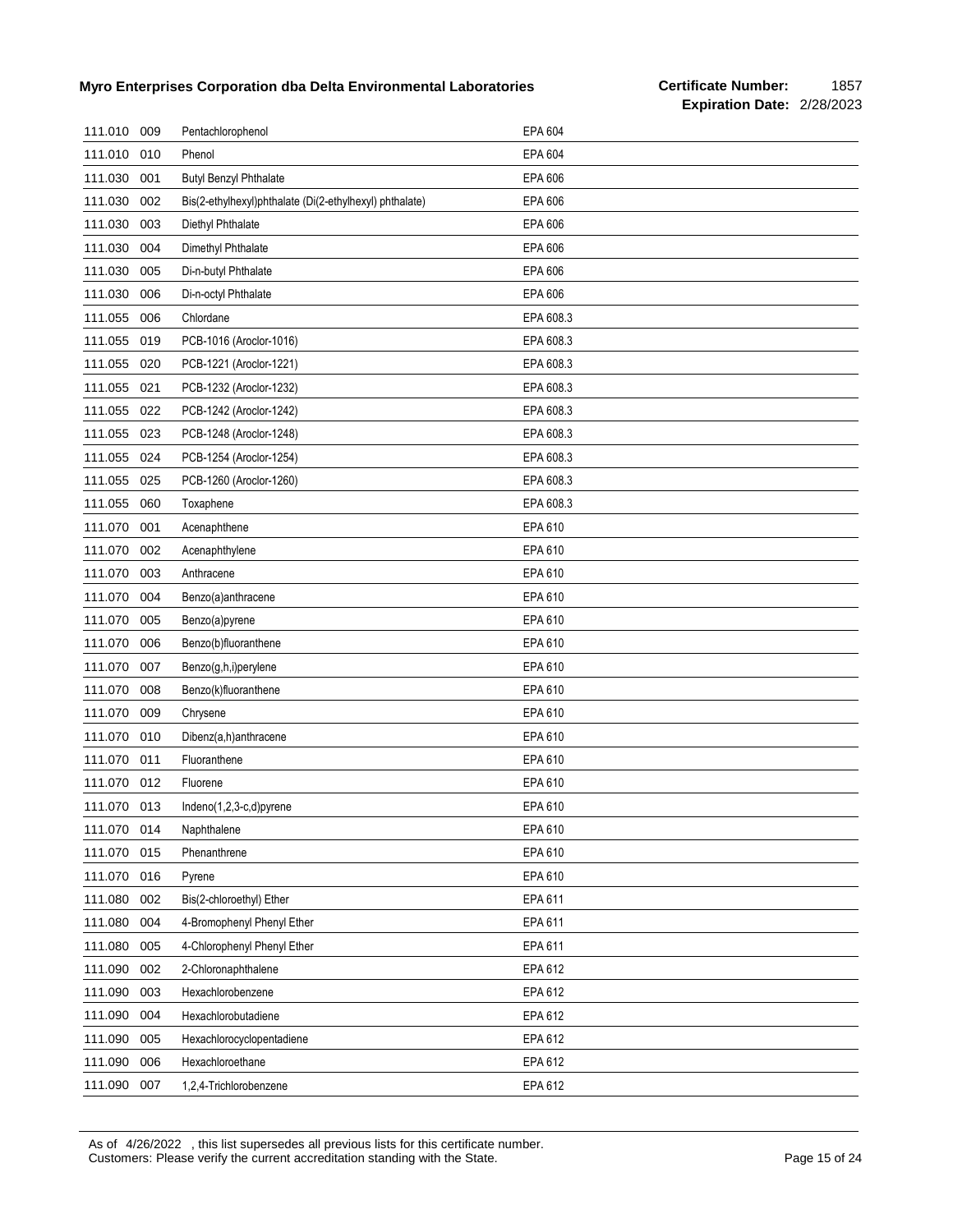| | | | |
|---|---|---|---|
| 111.010 | 009 | Pentachlorophenol | EPA 604 |
| 111.010 | 010 | Phenol | EPA 604 |
| 111.030 | 001 | Butyl Benzyl Phthalate | EPA 606 |
| 111.030 | 002 | Bis(2-ethylhexyl)phthalate (Di(2-ethylhexyl) phthalate) | EPA 606 |
| 111.030 | 003 | Diethyl Phthalate | EPA 606 |
| 111.030 | 004 | Dimethyl Phthalate | EPA 606 |
| 111.030 | 005 | Di-n-butyl Phthalate | EPA 606 |
| 111.030 | 006 | Di-n-octyl Phthalate | EPA 606 |
| 111.055 | 006 | Chlordane | EPA 608.3 |
| 111.055 | 019 | PCB-1016 (Aroclor-1016) | EPA 608.3 |
| 111.055 | 020 | PCB-1221 (Aroclor-1221) | EPA 608.3 |
| 111.055 | 021 | PCB-1232 (Aroclor-1232) | EPA 608.3 |
| 111.055 | 022 | PCB-1242 (Aroclor-1242) | EPA 608.3 |
| 111.055 | 023 | PCB-1248 (Aroclor-1248) | EPA 608.3 |
| 111.055 | 024 | PCB-1254 (Aroclor-1254) | EPA 608.3 |
| 111.055 | 025 | PCB-1260 (Aroclor-1260) | EPA 608.3 |
| 111.055 | 060 | Toxaphene | EPA 608.3 |
| 111.070 | 001 | Acenaphthene | EPA 610 |
| 111.070 | 002 | Acenaphthylene | EPA 610 |
| 111.070 | 003 | Anthracene | EPA 610 |
| 111.070 | 004 | Benzo(a)anthracene | EPA 610 |
| 111.070 | 005 | Benzo(a)pyrene | EPA 610 |
| 111.070 | 006 | Benzo(b)fluoranthene | EPA 610 |
| 111.070 | 007 | Benzo(g,h,i)perylene | EPA 610 |
| 111.070 | 008 | Benzo(k)fluoranthene | EPA 610 |
| 111.070 | 009 | Chrysene | EPA 610 |
| 111.070 | 010 | Dibenz(a,h)anthracene | EPA 610 |
| 111.070 | 011 | Fluoranthene | EPA 610 |
| 111.070 | 012 | Fluorene | EPA 610 |
| 111.070 | 013 | Indeno(1,2,3-c,d)pyrene | EPA 610 |
| 111.070 | 014 | Naphthalene | EPA 610 |
| 111.070 | 015 | Phenanthrene | EPA 610 |
| 111.070 | 016 | Pyrene | EPA 610 |
| 111.080 | 002 | Bis(2-chloroethyl) Ether | EPA 611 |
| 111.080 | 004 | 4-Bromophenyl Phenyl Ether | EPA 611 |
| 111.080 | 005 | 4-Chlorophenyl Phenyl Ether | EPA 611 |
| 111.090 | 002 | 2-Chloronaphthalene | EPA 612 |
| 111.090 | 003 | Hexachlorobenzene | EPA 612 |
| 111.090 | 004 | Hexachlorobutadiene | EPA 612 |
| 111.090 | 005 | Hexachlorocyclopentadiene | EPA 612 |
| 111.090 | 006 | Hexachloroethane | EPA 612 |
| 111.090 | 007 | 1,2,4-Trichlorobenzene | EPA 612 |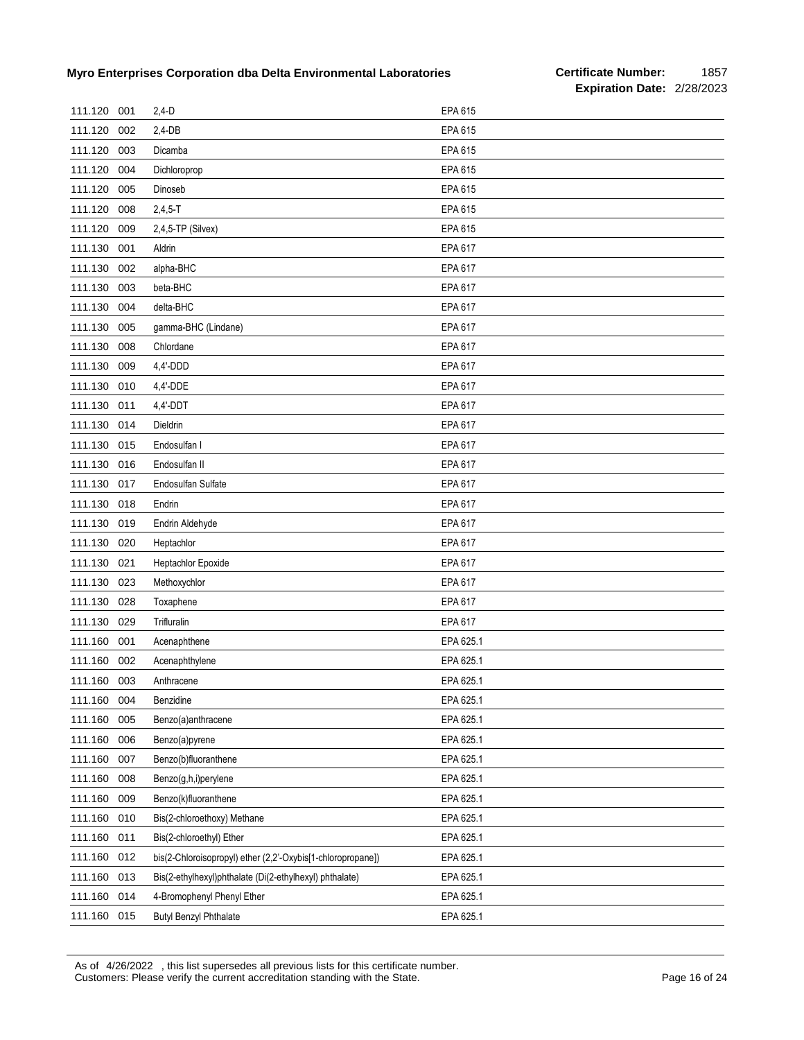| | | | |
|---|---|---|---|
| 111.120 | 001 | 2,4-D | EPA 615 |
| 111.120 | 002 | 2,4-DB | EPA 615 |
| 111.120 | 003 | Dicamba | EPA 615 |
| 111.120 | 004 | Dichloroprop | EPA 615 |
| 111.120 | 005 | Dinoseb | EPA 615 |
| 111.120 | 008 | 2,4,5-T | EPA 615 |
| 111.120 | 009 | 2,4,5-TP (Silvex) | EPA 615 |
| 111.130 | 001 | Aldrin | EPA 617 |
| 111.130 | 002 | alpha-BHC | EPA 617 |
| 111.130 | 003 | beta-BHC | EPA 617 |
| 111.130 | 004 | delta-BHC | EPA 617 |
| 111.130 | 005 | gamma-BHC (Lindane) | EPA 617 |
| 111.130 | 008 | Chlordane | EPA 617 |
| 111.130 | 009 | 4,4'-DDD | EPA 617 |
| 111.130 | 010 | 4,4'-DDE | EPA 617 |
| 111.130 | 011 | 4,4'-DDT | EPA 617 |
| 111.130 | 014 | Dieldrin | EPA 617 |
| 111.130 | 015 | Endosulfan I | EPA 617 |
| 111.130 | 016 | Endosulfan II | EPA 617 |
| 111.130 | 017 | Endosulfan Sulfate | EPA 617 |
| 111.130 | 018 | Endrin | EPA 617 |
| 111.130 | 019 | Endrin Aldehyde | EPA 617 |
| 111.130 | 020 | Heptachlor | EPA 617 |
| 111.130 | 021 | Heptachlor Epoxide | EPA 617 |
| 111.130 | 023 | Methoxychlor | EPA 617 |
| 111.130 | 028 | Toxaphene | EPA 617 |
| 111.130 | 029 | Trifluralin | EPA 617 |
| 111.160 | 001 | Acenaphthene | EPA 625.1 |
| 111.160 | 002 | Acenaphthylene | EPA 625.1 |
| 111.160 | 003 | Anthracene | EPA 625.1 |
| 111.160 | 004 | Benzidine | EPA 625.1 |
| 111.160 | 005 | Benzo(a)anthracene | EPA 625.1 |
| 111.160 | 006 | Benzo(a)pyrene | EPA 625.1 |
| 111.160 | 007 | Benzo(b)fluoranthene | EPA 625.1 |
| 111.160 | 008 | Benzo(g,h,i)perylene | EPA 625.1 |
| 111.160 | 009 | Benzo(k)fluoranthene | EPA 625.1 |
| 111.160 | 010 | Bis(2-chloroethoxy) Methane | EPA 625.1 |
| 111.160 | 011 | Bis(2-chloroethyl) Ether | EPA 625.1 |
| 111.160 | 012 | bis(2-Chloroisopropyl) ether (2,2'-Oxybis[1-chloropropane]) | EPA 625.1 |
| 111.160 | 013 | Bis(2-ethylhexyl)phthalate (Di(2-ethylhexyl) phthalate) | EPA 625.1 |
| 111.160 | 014 | 4-Bromophenyl Phenyl Ether | EPA 625.1 |
| 111.160 | 015 | Butyl Benzyl Phthalate | EPA 625.1 |

As of 4/26/2022 , this list supersedes all previous lists for this certificate number.
Customers: Please verify the current accreditation standing with the State.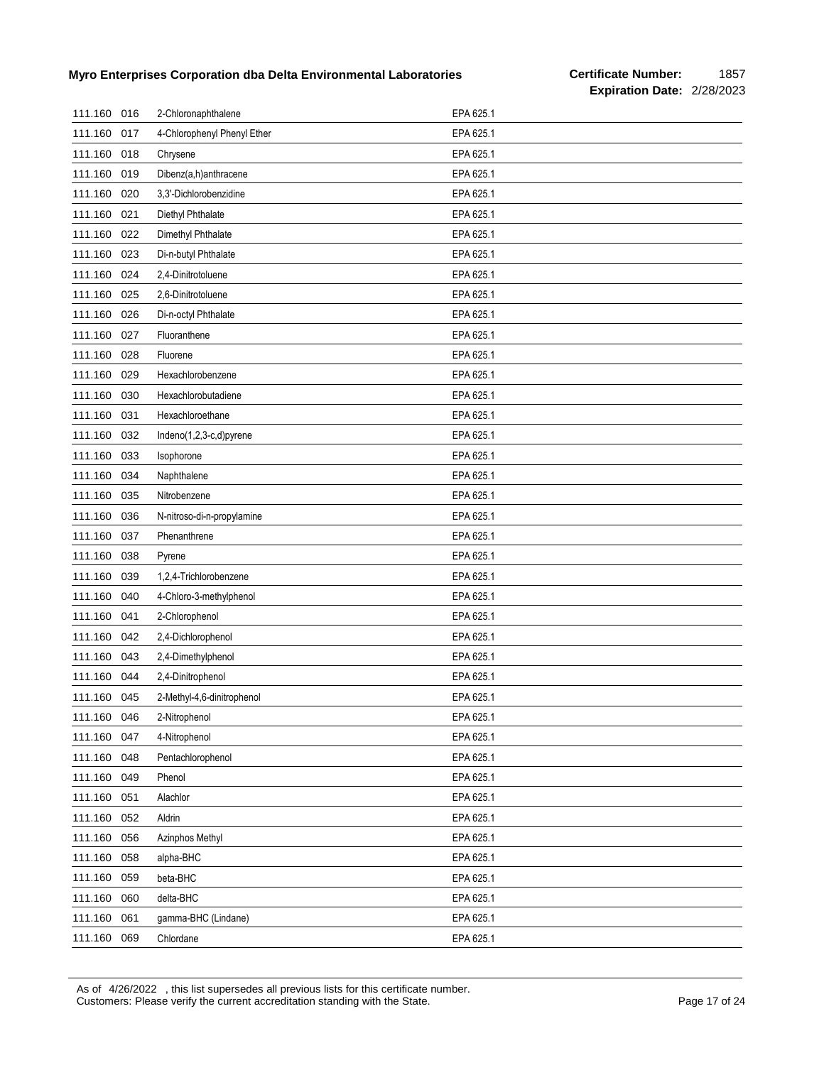| | | | |
|---|---|---|---|
| 111.160 | 016 | 2-Chloronaphthalene | EPA 625.1 |
| 111.160 | 017 | 4-Chlorophenyl Phenyl Ether | EPA 625.1 |
| 111.160 | 018 | Chrysene | EPA 625.1 |
| 111.160 | 019 | Dibenz(a,h)anthracene | EPA 625.1 |
| 111.160 | 020 | 3,3'-Dichlorobenzidine | EPA 625.1 |
| 111.160 | 021 | Diethyl Phthalate | EPA 625.1 |
| 111.160 | 022 | Dimethyl Phthalate | EPA 625.1 |
| 111.160 | 023 | Di-n-butyl Phthalate | EPA 625.1 |
| 111.160 | 024 | 2,4-Dinitrotoluene | EPA 625.1 |
| 111.160 | 025 | 2,6-Dinitrotoluene | EPA 625.1 |
| 111.160 | 026 | Di-n-octyl Phthalate | EPA 625.1 |
| 111.160 | 027 | Fluoranthene | EPA 625.1 |
| 111.160 | 028 | Fluorene | EPA 625.1 |
| 111.160 | 029 | Hexachlorobenzene | EPA 625.1 |
| 111.160 | 030 | Hexachlorobutadiene | EPA 625.1 |
| 111.160 | 031 | Hexachloroethane | EPA 625.1 |
| 111.160 | 032 | Indeno(1,2,3-c,d)pyrene | EPA 625.1 |
| 111.160 | 033 | Isophorone | EPA 625.1 |
| 111.160 | 034 | Naphthalene | EPA 625.1 |
| 111.160 | 035 | Nitrobenzene | EPA 625.1 |
| 111.160 | 036 | N-nitroso-di-n-propylamine | EPA 625.1 |
| 111.160 | 037 | Phenanthrene | EPA 625.1 |
| 111.160 | 038 | Pyrene | EPA 625.1 |
| 111.160 | 039 | 1,2,4-Trichlorobenzene | EPA 625.1 |
| 111.160 | 040 | 4-Chloro-3-methylphenol | EPA 625.1 |
| 111.160 | 041 | 2-Chlorophenol | EPA 625.1 |
| 111.160 | 042 | 2,4-Dichlorophenol | EPA 625.1 |
| 111.160 | 043 | 2,4-Dimethylphenol | EPA 625.1 |
| 111.160 | 044 | 2,4-Dinitrophenol | EPA 625.1 |
| 111.160 | 045 | 2-Methyl-4,6-dinitrophenol | EPA 625.1 |
| 111.160 | 046 | 2-Nitrophenol | EPA 625.1 |
| 111.160 | 047 | 4-Nitrophenol | EPA 625.1 |
| 111.160 | 048 | Pentachlorophenol | EPA 625.1 |
| 111.160 | 049 | Phenol | EPA 625.1 |
| 111.160 | 051 | Alachlor | EPA 625.1 |
| 111.160 | 052 | Aldrin | EPA 625.1 |
| 111.160 | 056 | Azinphos Methyl | EPA 625.1 |
| 111.160 | 058 | alpha-BHC | EPA 625.1 |
| 111.160 | 059 | beta-BHC | EPA 625.1 |
| 111.160 | 060 | delta-BHC | EPA 625.1 |
| 111.160 | 061 | gamma-BHC (Lindane) | EPA 625.1 |
| 111.160 | 069 | Chlordane | EPA 625.1 |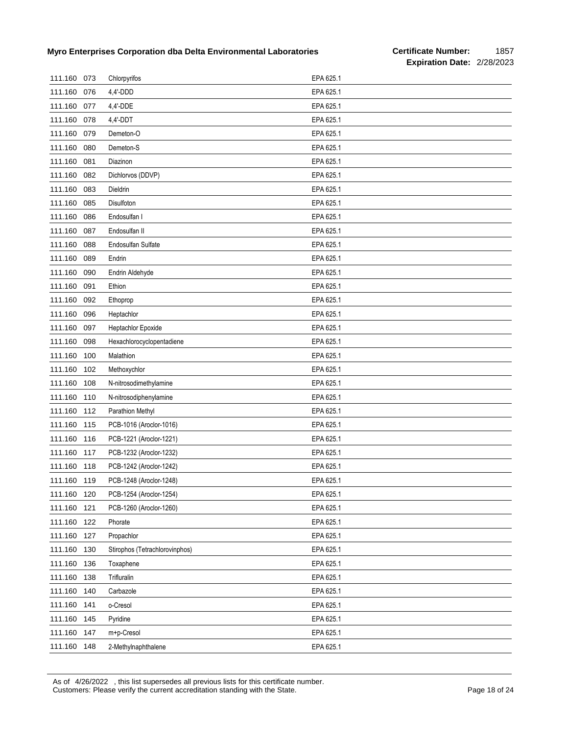| | | | |
|---|---|---|---|
| 111.160 | 073 | Chlorpyrifos | EPA 625.1 |
| 111.160 | 076 | 4,4'-DDD | EPA 625.1 |
| 111.160 | 077 | 4,4'-DDE | EPA 625.1 |
| 111.160 | 078 | 4,4'-DDT | EPA 625.1 |
| 111.160 | 079 | Demeton-O | EPA 625.1 |
| 111.160 | 080 | Demeton-S | EPA 625.1 |
| 111.160 | 081 | Diazinon | EPA 625.1 |
| 111.160 | 082 | Dichlorvos (DDVP) | EPA 625.1 |
| 111.160 | 083 | Dieldrin | EPA 625.1 |
| 111.160 | 085 | Disulfoton | EPA 625.1 |
| 111.160 | 086 | Endosulfan I | EPA 625.1 |
| 111.160 | 087 | Endosulfan II | EPA 625.1 |
| 111.160 | 088 | Endosulfan Sulfate | EPA 625.1 |
| 111.160 | 089 | Endrin | EPA 625.1 |
| 111.160 | 090 | Endrin Aldehyde | EPA 625.1 |
| 111.160 | 091 | Ethion | EPA 625.1 |
| 111.160 | 092 | Ethoprop | EPA 625.1 |
| 111.160 | 096 | Heptachlor | EPA 625.1 |
| 111.160 | 097 | Heptachlor Epoxide | EPA 625.1 |
| 111.160 | 098 | Hexachlorocyclopentadiene | EPA 625.1 |
| 111.160 | 100 | Malathion | EPA 625.1 |
| 111.160 | 102 | Methoxychlor | EPA 625.1 |
| 111.160 | 108 | N-nitrosodimethylamine | EPA 625.1 |
| 111.160 | 110 | N-nitrosodiphenylamine | EPA 625.1 |
| 111.160 | 112 | Parathion Methyl | EPA 625.1 |
| 111.160 | 115 | PCB-1016 (Aroclor-1016) | EPA 625.1 |
| 111.160 | 116 | PCB-1221 (Aroclor-1221) | EPA 625.1 |
| 111.160 | 117 | PCB-1232 (Aroclor-1232) | EPA 625.1 |
| 111.160 | 118 | PCB-1242 (Aroclor-1242) | EPA 625.1 |
| 111.160 | 119 | PCB-1248 (Aroclor-1248) | EPA 625.1 |
| 111.160 | 120 | PCB-1254 (Aroclor-1254) | EPA 625.1 |
| 111.160 | 121 | PCB-1260 (Aroclor-1260) | EPA 625.1 |
| 111.160 | 122 | Phorate | EPA 625.1 |
| 111.160 | 127 | Propachlor | EPA 625.1 |
| 111.160 | 130 | Stirophos (Tetrachlorovinphos) | EPA 625.1 |
| 111.160 | 136 | Toxaphene | EPA 625.1 |
| 111.160 | 138 | Trifluralin | EPA 625.1 |
| 111.160 | 140 | Carbazole | EPA 625.1 |
| 111.160 | 141 | o-Cresol | EPA 625.1 |
| 111.160 | 145 | Pyridine | EPA 625.1 |
| 111.160 | 147 | m+p-Cresol | EPA 625.1 |
| 111.160 | 148 | 2-Methylnaphthalene | EPA 625.1 |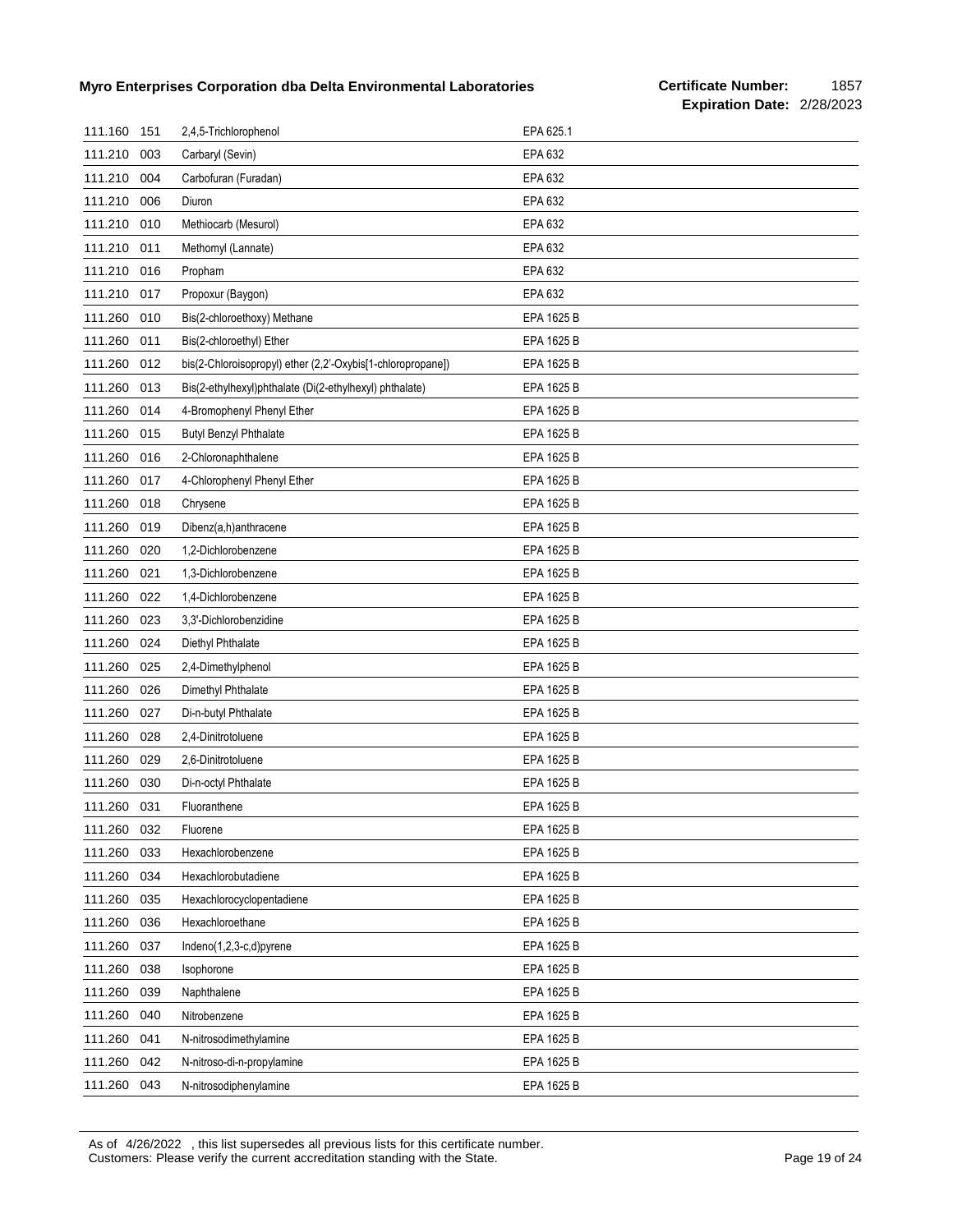| | | | |
|---|---|---|---|
| 111.160 | 151 | 2,4,5-Trichlorophenol | EPA 625.1 |
| 111.210 | 003 | Carbaryl (Sevin) | EPA 632 |
| 111.210 | 004 | Carbofuran (Furadan) | EPA 632 |
| 111.210 | 006 | Diuron | EPA 632 |
| 111.210 | 010 | Methiocarb (Mesurol) | EPA 632 |
| 111.210 | 011 | Methomyl (Lannate) | EPA 632 |
| 111.210 | 016 | Propham | EPA 632 |
| 111.210 | 017 | Propoxur (Baygon) | EPA 632 |
| 111.260 | 010 | Bis(2-chloroethoxy) Methane | EPA 1625 B |
| 111.260 | 011 | Bis(2-chloroethyl) Ether | EPA 1625 B |
| 111.260 | 012 | bis(2-Chloroisopropyl) ether (2,2'-Oxybis[1-chloropropane]) | EPA 1625 B |
| 111.260 | 013 | Bis(2-ethylhexyl)phthalate (Di(2-ethylhexyl) phthalate) | EPA 1625 B |
| 111.260 | 014 | 4-Bromophenyl Phenyl Ether | EPA 1625 B |
| 111.260 | 015 | Butyl Benzyl Phthalate | EPA 1625 B |
| 111.260 | 016 | 2-Chloronaphthalene | EPA 1625 B |
| 111.260 | 017 | 4-Chlorophenyl Phenyl Ether | EPA 1625 B |
| 111.260 | 018 | Chrysene | EPA 1625 B |
| 111.260 | 019 | Dibenz(a,h)anthracene | EPA 1625 B |
| 111.260 | 020 | 1,2-Dichlorobenzene | EPA 1625 B |
| 111.260 | 021 | 1,3-Dichlorobenzene | EPA 1625 B |
| 111.260 | 022 | 1,4-Dichlorobenzene | EPA 1625 B |
| 111.260 | 023 | 3,3'-Dichlorobenzidine | EPA 1625 B |
| 111.260 | 024 | Diethyl Phthalate | EPA 1625 B |
| 111.260 | 025 | 2,4-Dimethylphenol | EPA 1625 B |
| 111.260 | 026 | Dimethyl Phthalate | EPA 1625 B |
| 111.260 | 027 | Di-n-butyl Phthalate | EPA 1625 B |
| 111.260 | 028 | 2,4-Dinitrotoluene | EPA 1625 B |
| 111.260 | 029 | 2,6-Dinitrotoluene | EPA 1625 B |
| 111.260 | 030 | Di-n-octyl Phthalate | EPA 1625 B |
| 111.260 | 031 | Fluoranthene | EPA 1625 B |
| 111.260 | 032 | Fluorene | EPA 1625 B |
| 111.260 | 033 | Hexachlorobenzene | EPA 1625 B |
| 111.260 | 034 | Hexachlorobutadiene | EPA 1625 B |
| 111.260 | 035 | Hexachlorocyclopentadiene | EPA 1625 B |
| 111.260 | 036 | Hexachloroethane | EPA 1625 B |
| 111.260 | 037 | Indeno(1,2,3-c,d)pyrene | EPA 1625 B |
| 111.260 | 038 | Isophorone | EPA 1625 B |
| 111.260 | 039 | Naphthalene | EPA 1625 B |
| 111.260 | 040 | Nitrobenzene | EPA 1625 B |
| 111.260 | 041 | N-nitrosodimethylamine | EPA 1625 B |
| 111.260 | 042 | N-nitroso-di-n-propylamine | EPA 1625 B |
| 111.260 | 043 | N-nitrosodiphenylamine | EPA 1625 B |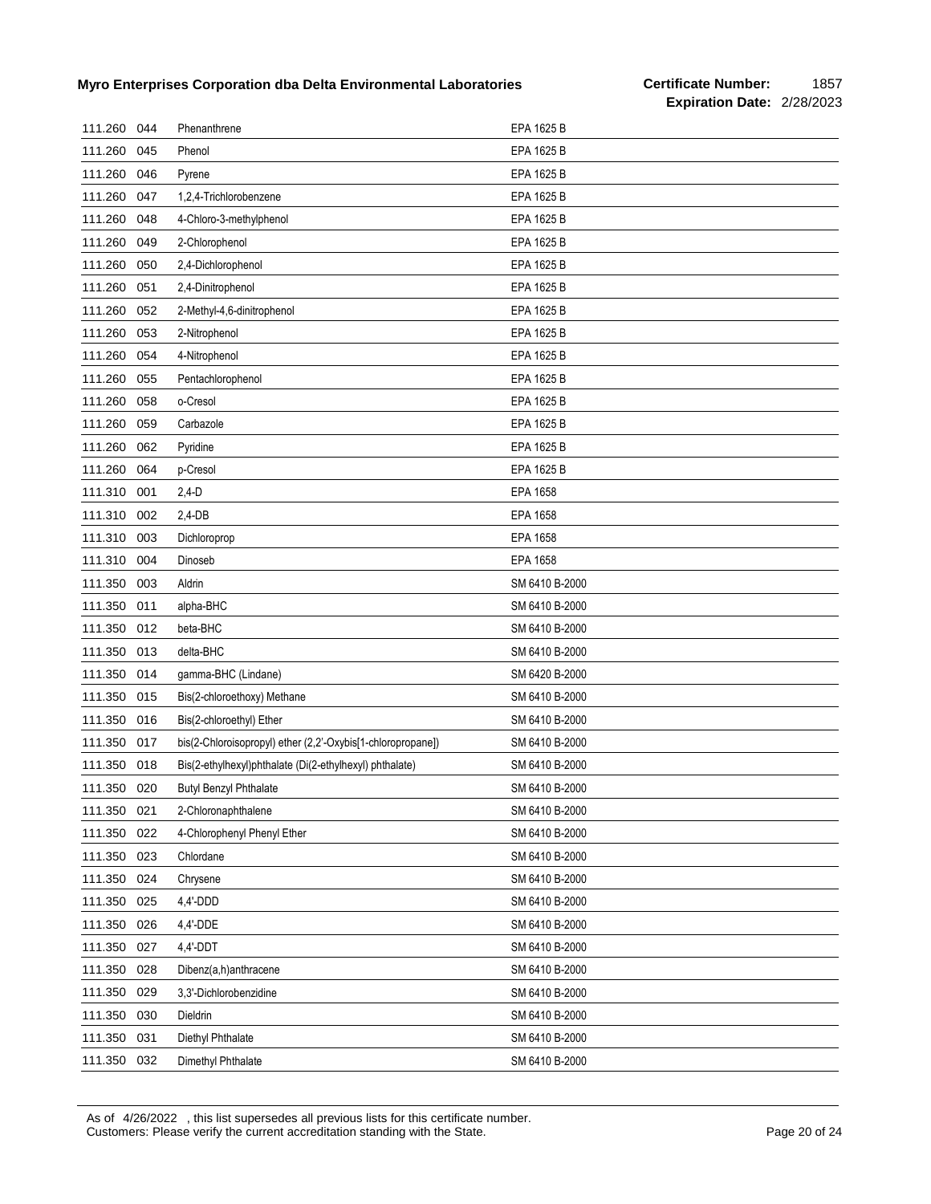| | | | |
|---|---|---|---|
| 111.260 | 044 | Phenanthrene | EPA 1625 B |
| 111.260 | 045 | Phenol | EPA 1625 B |
| 111.260 | 046 | Pyrene | EPA 1625 B |
| 111.260 | 047 | 1,2,4-Trichlorobenzene | EPA 1625 B |
| 111.260 | 048 | 4-Chloro-3-methylphenol | EPA 1625 B |
| 111.260 | 049 | 2-Chlorophenol | EPA 1625 B |
| 111.260 | 050 | 2,4-Dichlorophenol | EPA 1625 B |
| 111.260 | 051 | 2,4-Dinitrophenol | EPA 1625 B |
| 111.260 | 052 | 2-Methyl-4,6-dinitrophenol | EPA 1625 B |
| 111.260 | 053 | 2-Nitrophenol | EPA 1625 B |
| 111.260 | 054 | 4-Nitrophenol | EPA 1625 B |
| 111.260 | 055 | Pentachlorophenol | EPA 1625 B |
| 111.260 | 058 | o-Cresol | EPA 1625 B |
| 111.260 | 059 | Carbazole | EPA 1625 B |
| 111.260 | 062 | Pyridine | EPA 1625 B |
| 111.260 | 064 | p-Cresol | EPA 1625 B |
| 111.310 | 001 | 2,4-D | EPA 1658 |
| 111.310 | 002 | 2,4-DB | EPA 1658 |
| 111.310 | 003 | Dichloroprop | EPA 1658 |
| 111.310 | 004 | Dinoseb | EPA 1658 |
| 111.350 | 003 | Aldrin | SM 6410 B-2000 |
| 111.350 | 011 | alpha-BHC | SM 6410 B-2000 |
| 111.350 | 012 | beta-BHC | SM 6410 B-2000 |
| 111.350 | 013 | delta-BHC | SM 6410 B-2000 |
| 111.350 | 014 | gamma-BHC (Lindane) | SM 6420 B-2000 |
| 111.350 | 015 | Bis(2-chloroethoxy) Methane | SM 6410 B-2000 |
| 111.350 | 016 | Bis(2-chloroethyl) Ether | SM 6410 B-2000 |
| 111.350 | 017 | bis(2-Chloroisopropyl) ether (2,2'-Oxybis[1-chloropropane]) | SM 6410 B-2000 |
| 111.350 | 018 | Bis(2-ethylhexyl)phthalate (Di(2-ethylhexyl) phthalate) | SM 6410 B-2000 |
| 111.350 | 020 | Butyl Benzyl Phthalate | SM 6410 B-2000 |
| 111.350 | 021 | 2-Chloronaphthalene | SM 6410 B-2000 |
| 111.350 | 022 | 4-Chlorophenyl Phenyl Ether | SM 6410 B-2000 |
| 111.350 | 023 | Chlordane | SM 6410 B-2000 |
| 111.350 | 024 | Chrysene | SM 6410 B-2000 |
| 111.350 | 025 | 4,4'-DDD | SM 6410 B-2000 |
| 111.350 | 026 | 4,4'-DDE | SM 6410 B-2000 |
| 111.350 | 027 | 4,4'-DDT | SM 6410 B-2000 |
| 111.350 | 028 | Dibenz(a,h)anthracene | SM 6410 B-2000 |
| 111.350 | 029 | 3,3'-Dichlorobenzidine | SM 6410 B-2000 |
| 111.350 | 030 | Dieldrin | SM 6410 B-2000 |
| 111.350 | 031 | Diethyl Phthalate | SM 6410 B-2000 |
| 111.350 | 032 | Dimethyl Phthalate | SM 6410 B-2000 |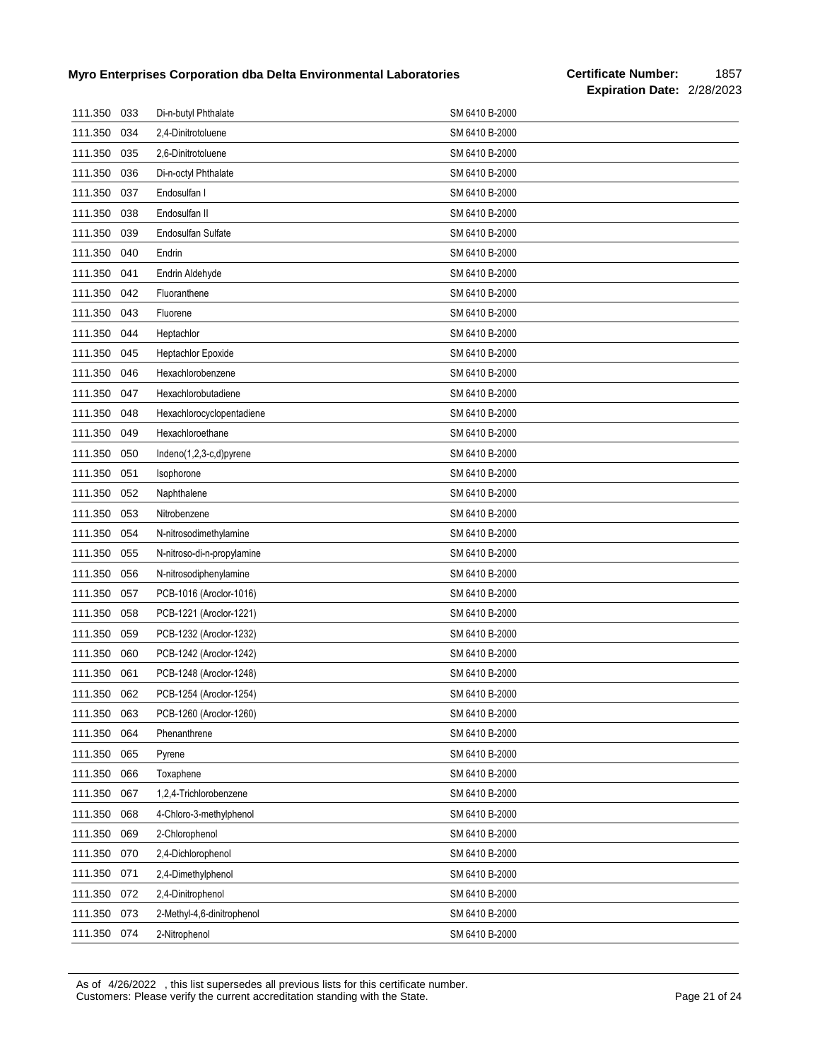| | | | |
|---|---|---|---|
| 111.350 | 033 | Di-n-butyl Phthalate | SM 6410 B-2000 |
| 111.350 | 034 | 2,4-Dinitrotoluene | SM 6410 B-2000 |
| 111.350 | 035 | 2,6-Dinitrotoluene | SM 6410 B-2000 |
| 111.350 | 036 | Di-n-octyl Phthalate | SM 6410 B-2000 |
| 111.350 | 037 | Endosulfan I | SM 6410 B-2000 |
| 111.350 | 038 | Endosulfan II | SM 6410 B-2000 |
| 111.350 | 039 | Endosulfan Sulfate | SM 6410 B-2000 |
| 111.350 | 040 | Endrin | SM 6410 B-2000 |
| 111.350 | 041 | Endrin Aldehyde | SM 6410 B-2000 |
| 111.350 | 042 | Fluoranthene | SM 6410 B-2000 |
| 111.350 | 043 | Fluorene | SM 6410 B-2000 |
| 111.350 | 044 | Heptachlor | SM 6410 B-2000 |
| 111.350 | 045 | Heptachlor Epoxide | SM 6410 B-2000 |
| 111.350 | 046 | Hexachlorobenzene | SM 6410 B-2000 |
| 111.350 | 047 | Hexachlorobutadiene | SM 6410 B-2000 |
| 111.350 | 048 | Hexachlorocyclopentadiene | SM 6410 B-2000 |
| 111.350 | 049 | Hexachloroethane | SM 6410 B-2000 |
| 111.350 | 050 | Indeno(1,2,3-c,d)pyrene | SM 6410 B-2000 |
| 111.350 | 051 | Isophorone | SM 6410 B-2000 |
| 111.350 | 052 | Naphthalene | SM 6410 B-2000 |
| 111.350 | 053 | Nitrobenzene | SM 6410 B-2000 |
| 111.350 | 054 | N-nitrosodimethylamine | SM 6410 B-2000 |
| 111.350 | 055 | N-nitroso-di-n-propylamine | SM 6410 B-2000 |
| 111.350 | 056 | N-nitrosodiphenylamine | SM 6410 B-2000 |
| 111.350 | 057 | PCB-1016 (Aroclor-1016) | SM 6410 B-2000 |
| 111.350 | 058 | PCB-1221 (Aroclor-1221) | SM 6410 B-2000 |
| 111.350 | 059 | PCB-1232 (Aroclor-1232) | SM 6410 B-2000 |
| 111.350 | 060 | PCB-1242 (Aroclor-1242) | SM 6410 B-2000 |
| 111.350 | 061 | PCB-1248 (Aroclor-1248) | SM 6410 B-2000 |
| 111.350 | 062 | PCB-1254 (Aroclor-1254) | SM 6410 B-2000 |
| 111.350 | 063 | PCB-1260 (Aroclor-1260) | SM 6410 B-2000 |
| 111.350 | 064 | Phenanthrene | SM 6410 B-2000 |
| 111.350 | 065 | Pyrene | SM 6410 B-2000 |
| 111.350 | 066 | Toxaphene | SM 6410 B-2000 |
| 111.350 | 067 | 1,2,4-Trichlorobenzene | SM 6410 B-2000 |
| 111.350 | 068 | 4-Chloro-3-methylphenol | SM 6410 B-2000 |
| 111.350 | 069 | 2-Chlorophenol | SM 6410 B-2000 |
| 111.350 | 070 | 2,4-Dichlorophenol | SM 6410 B-2000 |
| 111.350 | 071 | 2,4-Dimethylphenol | SM 6410 B-2000 |
| 111.350 | 072 | 2,4-Dinitrophenol | SM 6410 B-2000 |
| 111.350 | 073 | 2-Methyl-4,6-dinitrophenol | SM 6410 B-2000 |
| 111.350 | 074 | 2-Nitrophenol | SM 6410 B-2000 |

As of 4/26/2022 , this list supersedes all previous lists for this certificate number.
Customers: Please verify the current accreditation standing with the State.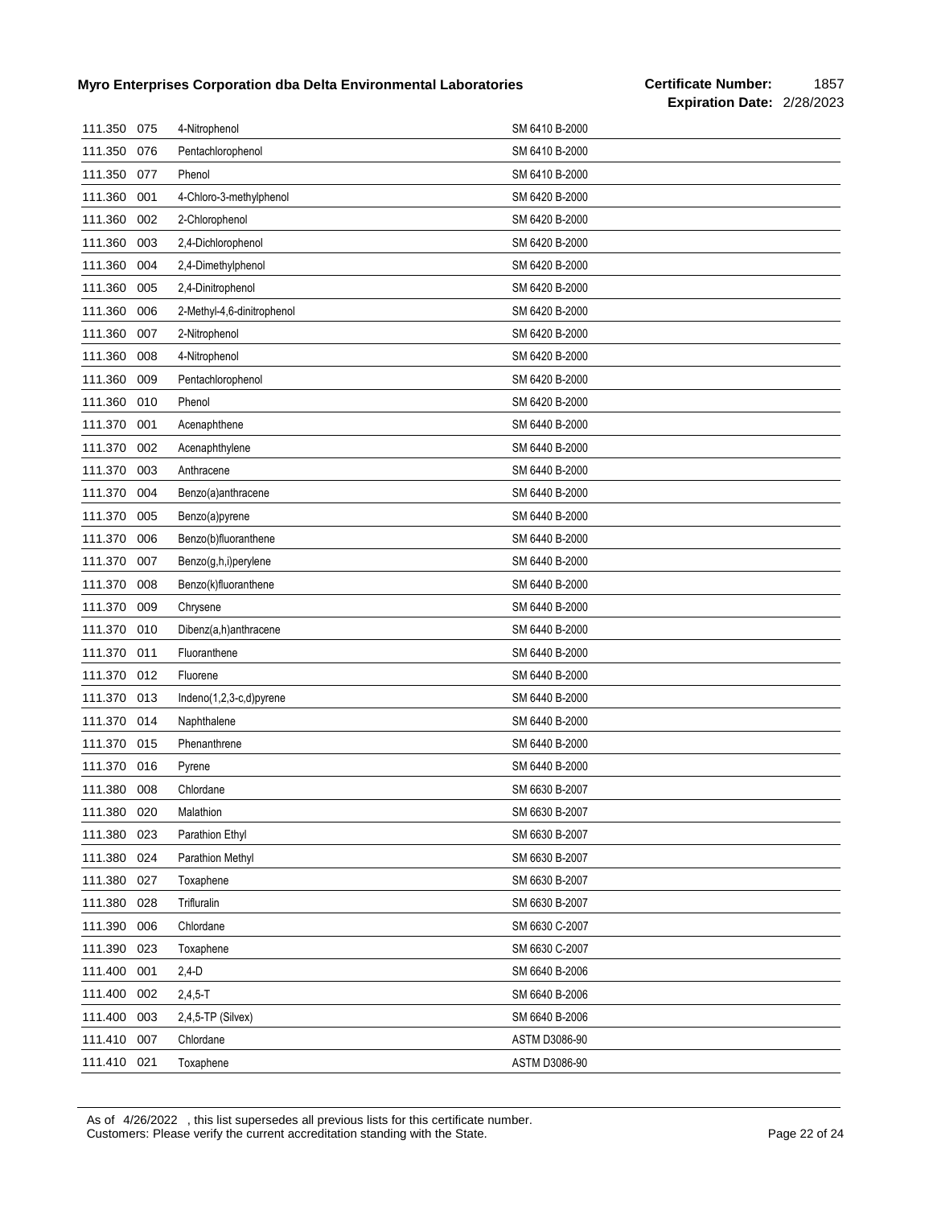| | | | |
|---|---|---|---|
| 111.350 | 075 | 4-Nitrophenol | SM 6410 B-2000 |
| 111.350 | 076 | Pentachlorophenol | SM 6410 B-2000 |
| 111.350 | 077 | Phenol | SM 6410 B-2000 |
| 111.360 | 001 | 4-Chloro-3-methylphenol | SM 6420 B-2000 |
| 111.360 | 002 | 2-Chlorophenol | SM 6420 B-2000 |
| 111.360 | 003 | 2,4-Dichlorophenol | SM 6420 B-2000 |
| 111.360 | 004 | 2,4-Dimethylphenol | SM 6420 B-2000 |
| 111.360 | 005 | 2,4-Dinitrophenol | SM 6420 B-2000 |
| 111.360 | 006 | 2-Methyl-4,6-dinitrophenol | SM 6420 B-2000 |
| 111.360 | 007 | 2-Nitrophenol | SM 6420 B-2000 |
| 111.360 | 008 | 4-Nitrophenol | SM 6420 B-2000 |
| 111.360 | 009 | Pentachlorophenol | SM 6420 B-2000 |
| 111.360 | 010 | Phenol | SM 6420 B-2000 |
| 111.370 | 001 | Acenaphthene | SM 6440 B-2000 |
| 111.370 | 002 | Acenaphthylene | SM 6440 B-2000 |
| 111.370 | 003 | Anthracene | SM 6440 B-2000 |
| 111.370 | 004 | Benzo(a)anthracene | SM 6440 B-2000 |
| 111.370 | 005 | Benzo(a)pyrene | SM 6440 B-2000 |
| 111.370 | 006 | Benzo(b)fluoranthene | SM 6440 B-2000 |
| 111.370 | 007 | Benzo(g,h,i)perylene | SM 6440 B-2000 |
| 111.370 | 008 | Benzo(k)fluoranthene | SM 6440 B-2000 |
| 111.370 | 009 | Chrysene | SM 6440 B-2000 |
| 111.370 | 010 | Dibenz(a,h)anthracene | SM 6440 B-2000 |
| 111.370 | 011 | Fluoranthene | SM 6440 B-2000 |
| 111.370 | 012 | Fluorene | SM 6440 B-2000 |
| 111.370 | 013 | Indeno(1,2,3-c,d)pyrene | SM 6440 B-2000 |
| 111.370 | 014 | Naphthalene | SM 6440 B-2000 |
| 111.370 | 015 | Phenanthrene | SM 6440 B-2000 |
| 111.370 | 016 | Pyrene | SM 6440 B-2000 |
| 111.380 | 008 | Chlordane | SM 6630 B-2007 |
| 111.380 | 020 | Malathion | SM 6630 B-2007 |
| 111.380 | 023 | Parathion Ethyl | SM 6630 B-2007 |
| 111.380 | 024 | Parathion Methyl | SM 6630 B-2007 |
| 111.380 | 027 | Toxaphene | SM 6630 B-2007 |
| 111.380 | 028 | Trifluralin | SM 6630 B-2007 |
| 111.390 | 006 | Chlordane | SM 6630 C-2007 |
| 111.390 | 023 | Toxaphene | SM 6630 C-2007 |
| 111.400 | 001 | 2,4-D | SM 6640 B-2006 |
| 111.400 | 002 | 2,4,5-T | SM 6640 B-2006 |
| 111.400 | 003 | 2,4,5-TP (Silvex) | SM 6640 B-2006 |
| 111.410 | 007 | Chlordane | ASTM D3086-90 |
| 111.410 | 021 | Toxaphene | ASTM D3086-90 |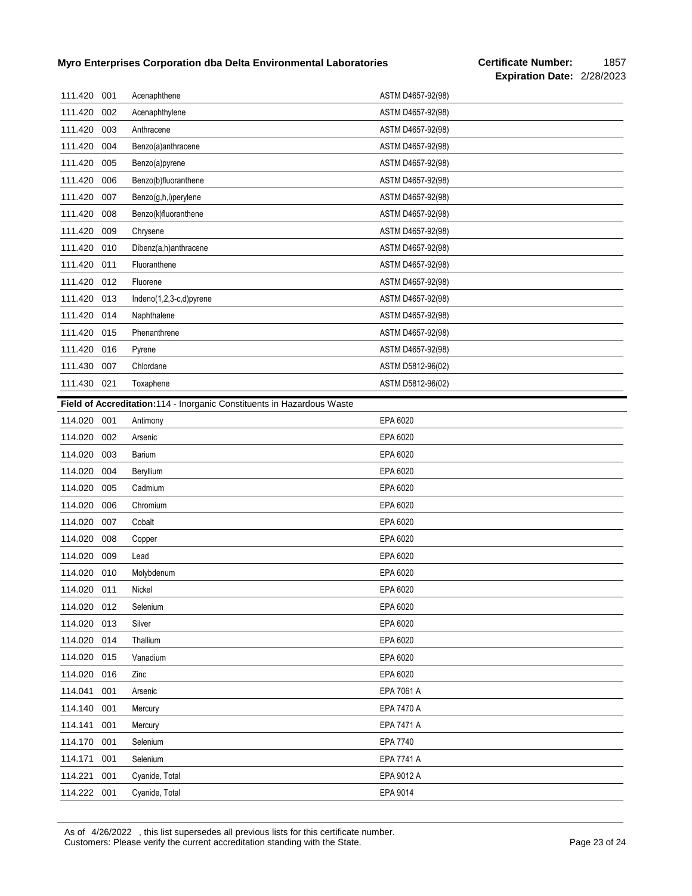| | | | |
|---|---|---|---|
| 111.420 | 001 | Acenaphthene | ASTM D4657-92(98) |
| 111.420 | 002 | Acenaphthylene | ASTM D4657-92(98) |
| 111.420 | 003 | Anthracene | ASTM D4657-92(98) |
| 111.420 | 004 | Benzo(a)anthracene | ASTM D4657-92(98) |
| 111.420 | 005 | Benzo(a)pyrene | ASTM D4657-92(98) |
| 111.420 | 006 | Benzo(b)fluoranthene | ASTM D4657-92(98) |
| 111.420 | 007 | Benzo(g,h,i)perylene | ASTM D4657-92(98) |
| 111.420 | 008 | Benzo(k)fluoranthene | ASTM D4657-92(98) |
| 111.420 | 009 | Chrysene | ASTM D4657-92(98) |
| 111.420 | 010 | Dibenz(a,h)anthracene | ASTM D4657-92(98) |
| 111.420 | 011 | Fluoranthene | ASTM D4657-92(98) |
| 111.420 | 012 | Fluorene | ASTM D4657-92(98) |
| 111.420 | 013 | Indeno(1,2,3-c,d)pyrene | ASTM D4657-92(98) |
| 111.420 | 014 | Naphthalene | ASTM D4657-92(98) |
| 111.420 | 015 | Phenanthrene | ASTM D4657-92(98) |
| 111.420 | 016 | Pyrene | ASTM D4657-92(98) |
| 111.430 | 007 | Chlordane | ASTM D5812-96(02) |
| 111.430 | 021 | Toxaphene | ASTM D5812-96(02) |

**Field of Accreditation:** 114 - Inorganic Constituents in Hazardous Waste

| | | | |
|---|---|---|---|
| 114.020 | 001 | Antimony | EPA 6020 |
| 114.020 | 002 | Arsenic | EPA 6020 |
| 114.020 | 003 | Barium | EPA 6020 |
| 114.020 | 004 | Beryllium | EPA 6020 |
| 114.020 | 005 | Cadmium | EPA 6020 |
| 114.020 | 006 | Chromium | EPA 6020 |
| 114.020 | 007 | Cobalt | EPA 6020 |
| 114.020 | 008 | Copper | EPA 6020 |
| 114.020 | 009 | Lead | EPA 6020 |
| 114.020 | 010 | Molybdenum | EPA 6020 |
| 114.020 | 011 | Nickel | EPA 6020 |
| 114.020 | 012 | Selenium | EPA 6020 |
| 114.020 | 013 | Silver | EPA 6020 |
| 114.020 | 014 | Thallium | EPA 6020 |
| 114.020 | 015 | Vanadium | EPA 6020 |
| 114.020 | 016 | Zinc | EPA 6020 |
| 114.041 | 001 | Arsenic | EPA 7061 A |
| 114.140 | 001 | Mercury | EPA 7470 A |
| 114.141 | 001 | Mercury | EPA 7471 A |
| 114.170 | 001 | Selenium | EPA 7740 |
| 114.171 | 001 | Selenium | EPA 7741 A |
| 114.221 | 001 | Cyanide, Total | EPA 9012 A |
| 114.222 | 001 | Cyanide, Total | EPA 9014 |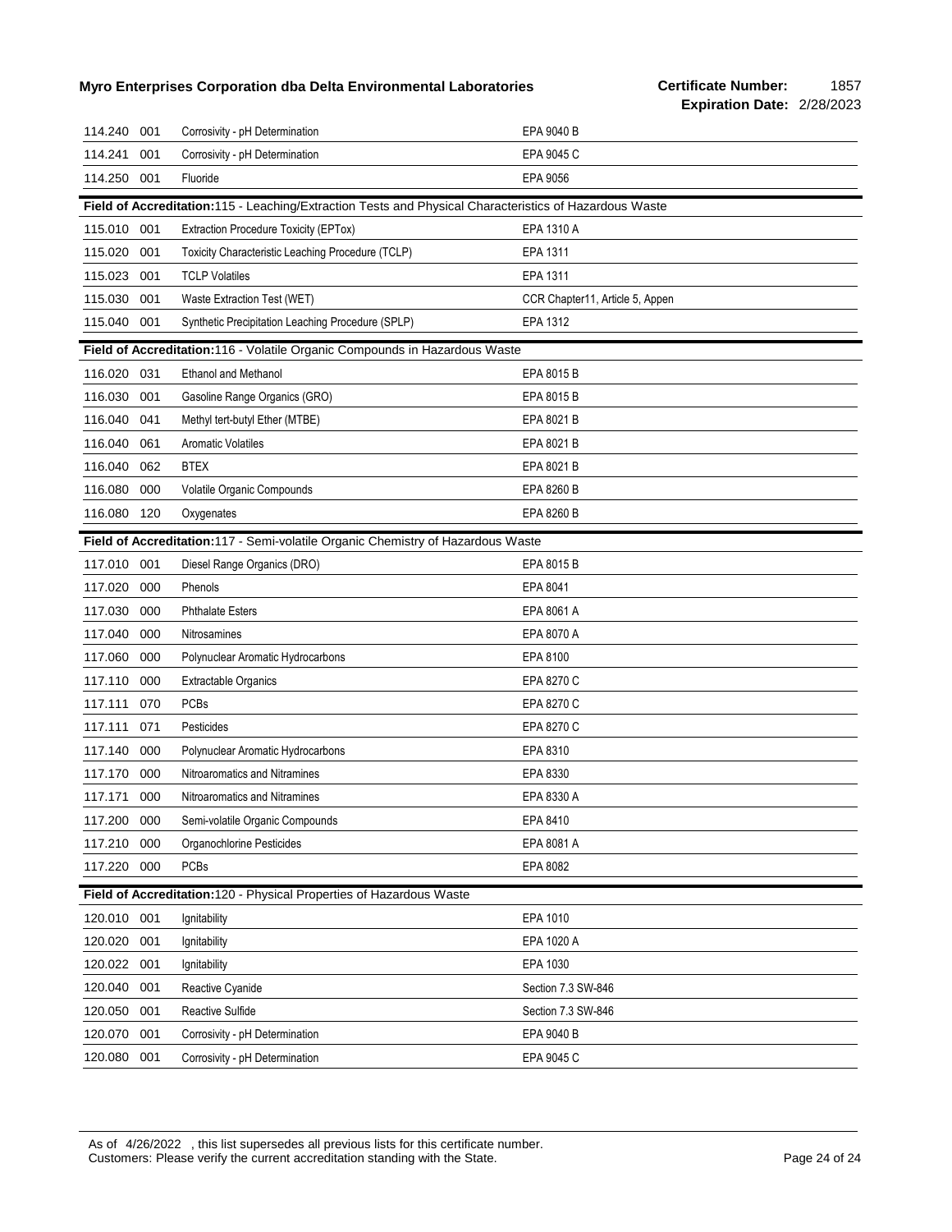| | | | |
|---|---|---|---|
| 114.240 | 001 | Corrosivity - pH Determination | EPA 9040 B |
| 114.241 | 001 | Corrosivity - pH Determination | EPA 9045 C |
| 114.250 | 001 | Fluoride | EPA 9056 |

**Field of Accreditation:** 115 - Leaching/Extraction Tests and Physical Characteristics of Hazardous Waste

| | | | |
|---|---|---|---|
| 115.010 | 001 | Extraction Procedure Toxicity (EPTox) | EPA 1310 A |
| 115.020 | 001 | Toxicity Characteristic Leaching Procedure (TCLP) | EPA 1311 |
| 115.023 | 001 | TCLP Volatiles | EPA 1311 |
| 115.030 | 001 | Waste Extraction Test (WET) | CCR Chapter11, Article 5, Appen |
| 115.040 | 001 | Synthetic Precipitation Leaching Procedure (SPLP) | EPA 1312 |

**Field of Accreditation:** 116 - Volatile Organic Compounds in Hazardous Waste

| | | | |
|---|---|---|---|
| 116.020 | 031 | Ethanol and Methanol | EPA 8015 B |
| 116.030 | 001 | Gasoline Range Organics (GRO) | EPA 8015 B |
| 116.040 | 041 | Methyl tert-butyl Ether (MTBE) | EPA 8021 B |
| 116.040 | 061 | Aromatic Volatiles | EPA 8021 B |
| 116.040 | 062 | BTEX | EPA 8021 B |
| 116.080 | 000 | Volatile Organic Compounds | EPA 8260 B |
| 116.080 | 120 | Oxygenates | EPA 8260 B |

**Field of Accreditation:** 117 - Semi-volatile Organic Chemistry of Hazardous Waste

| | | | |
|---|---|---|---|
| 117.010 | 001 | Diesel Range Organics (DRO) | EPA 8015 B |
| 117.020 | 000 | Phenols | EPA 8041 |
| 117.030 | 000 | Phthalate Esters | EPA 8061 A |
| 117.040 | 000 | Nitrosamines | EPA 8070 A |
| 117.060 | 000 | Polynuclear Aromatic Hydrocarbons | EPA 8100 |
| 117.110 | 000 | Extractable Organics | EPA 8270 C |
| 117.111 | 070 | PCBs | EPA 8270 C |
| 117.111 | 071 | Pesticides | EPA 8270 C |
| 117.140 | 000 | Polynuclear Aromatic Hydrocarbons | EPA 8310 |
| 117.170 | 000 | Nitroaromatics and Nitramines | EPA 8330 |
| 117.171 | 000 | Nitroaromatics and Nitramines | EPA 8330 A |
| 117.200 | 000 | Semi-volatile Organic Compounds | EPA 8410 |
| 117.210 | 000 | Organochlorine Pesticides | EPA 8081 A |
| 117.220 | 000 | PCBs | EPA 8082 |

**Field of Accreditation:** 120 - Physical Properties of Hazardous Waste

| | | | |
|---|---|---|---|
| 120.010 | 001 | Ignitability | EPA 1010 |
| 120.020 | 001 | Ignitability | EPA 1020 A |
| 120.022 | 001 | Ignitability | EPA 1030 |
| 120.040 | 001 | Reactive Cyanide | Section 7.3 SW-846 |
| 120.050 | 001 | Reactive Sulfide | Section 7.3 SW-846 |
| 120.070 | 001 | Corrosivity - pH Determination | EPA 9040 B |
| 120.080 | 001 | Corrosivity - pH Determination | EPA 9045 C |